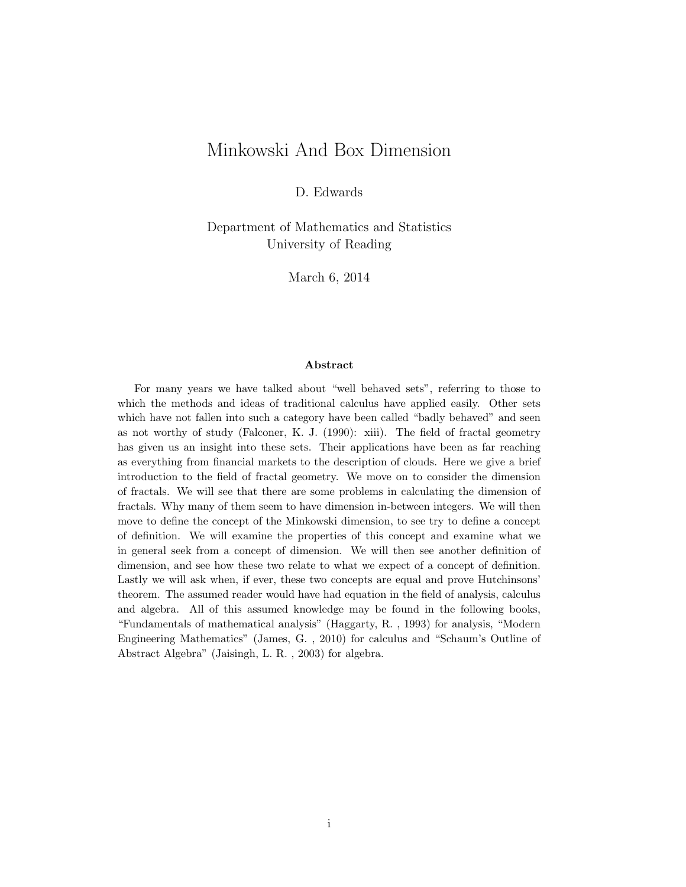# Minkowski And Box Dimension

D. Edwards

Department of Mathematics and Statistics
University of Reading

March 6, 2014

**Abstract**

For many years we have talked about "well behaved sets", referring to those to which the methods and ideas of traditional calculus have applied easily. Other sets which have not fallen into such a category have been called "badly behaved" and seen as not worthy of study (Falconer, K. J. (1990): xiii). The field of fractal geometry has given us an insight into these sets. Their applications have been as far reaching as everything from financial markets to the description of clouds. Here we give a brief introduction to the field of fractal geometry. We move on to consider the dimension of fractals. We will see that there are some problems in calculating the dimension of fractals. Why many of them seem to have dimension in-between integers. We will then move to define the concept of the Minkowski dimension, to see try to define a concept of definition. We will examine the properties of this concept and examine what we in general seek from a concept of dimension. We will then see another definition of dimension, and see how these two relate to what we expect of a concept of definition. Lastly we will ask when, if ever, these two concepts are equal and prove Hutchinsons' theorem. The assumed reader would have had equation in the field of analysis, calculus and algebra. All of this assumed knowledge may be found in the following books, "Fundamentals of mathematical analysis" (Haggarty, R. , 1993) for analysis, "Modern Engineering Mathematics" (James, G. , 2010) for calculus and "Schaum's Outline of Abstract Algebra" (Jaisingh, L. R. , 2003) for algebra.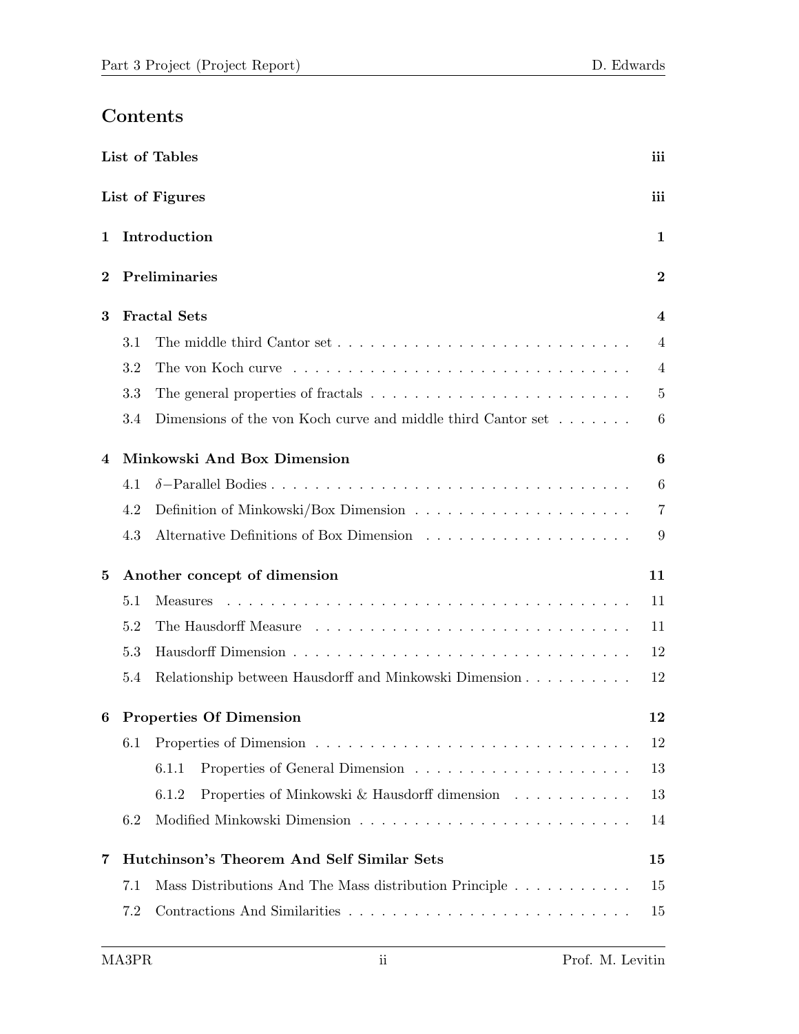# Contents

**List of Tables** iii

**List of Figures** iii

**1 Introduction** 1

**2 Preliminaries** 2

**3 Fractal Sets** 4

- 3.1 The middle third Cantor set 4
- 3.2 The von Koch curve 4
- 3.3 The general properties of fractals 5
- 3.4 Dimensions of the von Koch curve and middle third Cantor set 6

**4 Minkowski And Box Dimension** 6

- 4.1 $\delta-$Parallel Bodies 6
- 4.2 Definition of Minkowski/Box Dimension 7
- 4.3 Alternative Definitions of Box Dimension 9

**5 Another concept of dimension** 11

- 5.1 Measures 11
- 5.2 The Hausdorff Measure 11
- 5.3 Hausdorff Dimension 12
- 5.4 Relationship between Hausdorff and Minkowski Dimension 12

**6 Properties Of Dimension** 12

- 6.1 Properties of Dimension 12
  - 6.1.1 Properties of General Dimension 13
  - 6.1.2 Properties of Minkowski & Hausdorff dimension 13
- 6.2 Modified Minkowski Dimension 14

**7 Hutchinson's Theorem And Self Similar Sets** 15

- 7.1 Mass Distributions And The Mass distribution Principle 15
- 7.2 Contractions And Similarities 15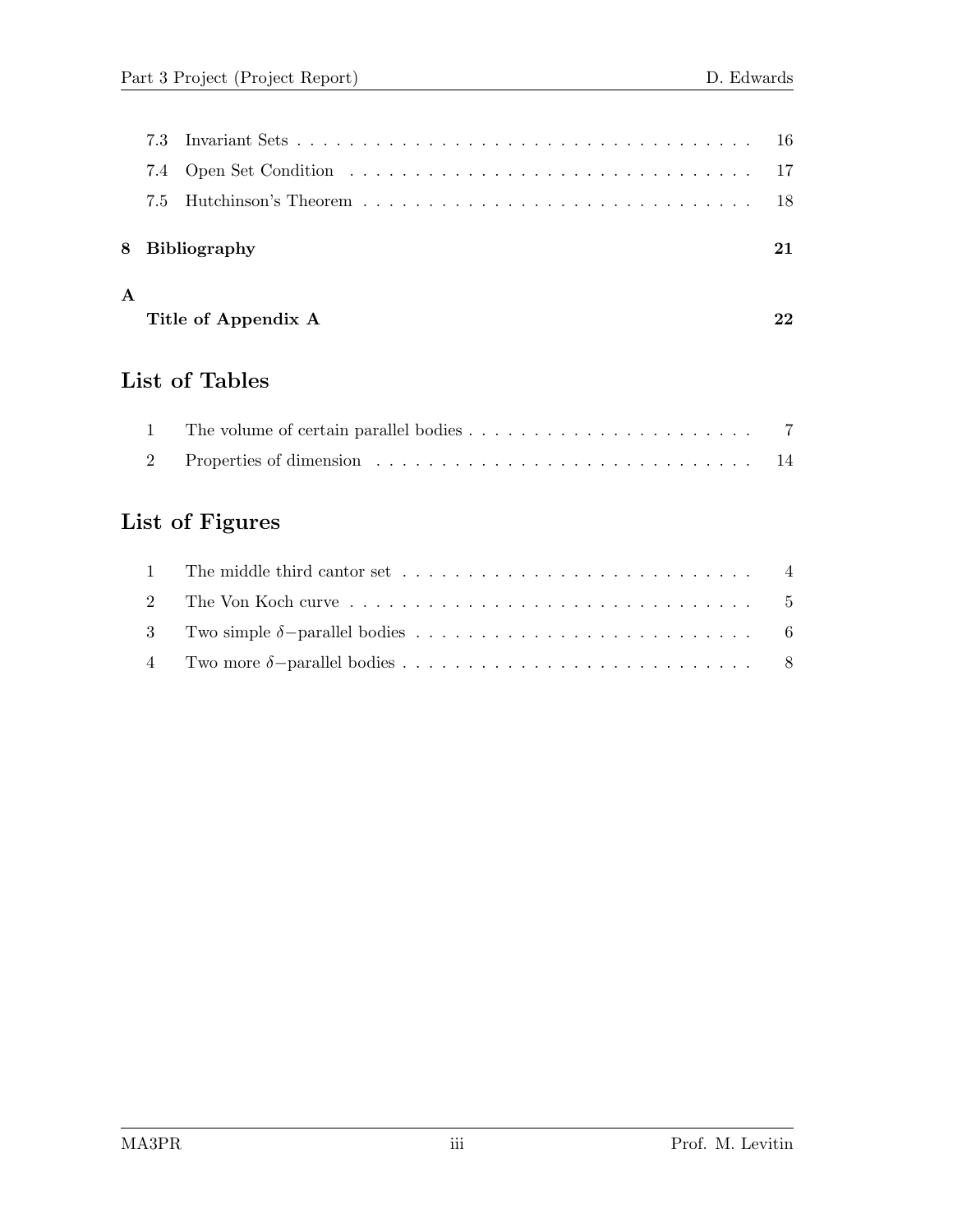7.3 Invariant Sets . . . . . . . . . . . . . . . . . . . . . . . . . . . . . . . . . . . 16

7.4 Open Set Condition . . . . . . . . . . . . . . . . . . . . . . . . . . . . . . . 17

7.5 Hutchinson's Theorem . . . . . . . . . . . . . . . . . . . . . . . . . . . . . 18

**8 Bibliography** **21**

**A**

**Title of Appendix A** **22**

## List of Tables

1 The volume of certain parallel bodies . . . . . . . . . . . . . . . . . . . . . . 7

2 Properties of dimension . . . . . . . . . . . . . . . . . . . . . . . . . . . . . 14

## List of Figures

1 The middle third cantor set . . . . . . . . . . . . . . . . . . . . . . . . . . . 4

2 The Von Koch curve . . . . . . . . . . . . . . . . . . . . . . . . . . . . . . . 5

3 Two simple $\delta-$parallel bodies . . . . . . . . . . . . . . . . . . . . . . . . . 6

4 Two more $\delta-$parallel bodies . . . . . . . . . . . . . . . . . . . . . . . . . . 8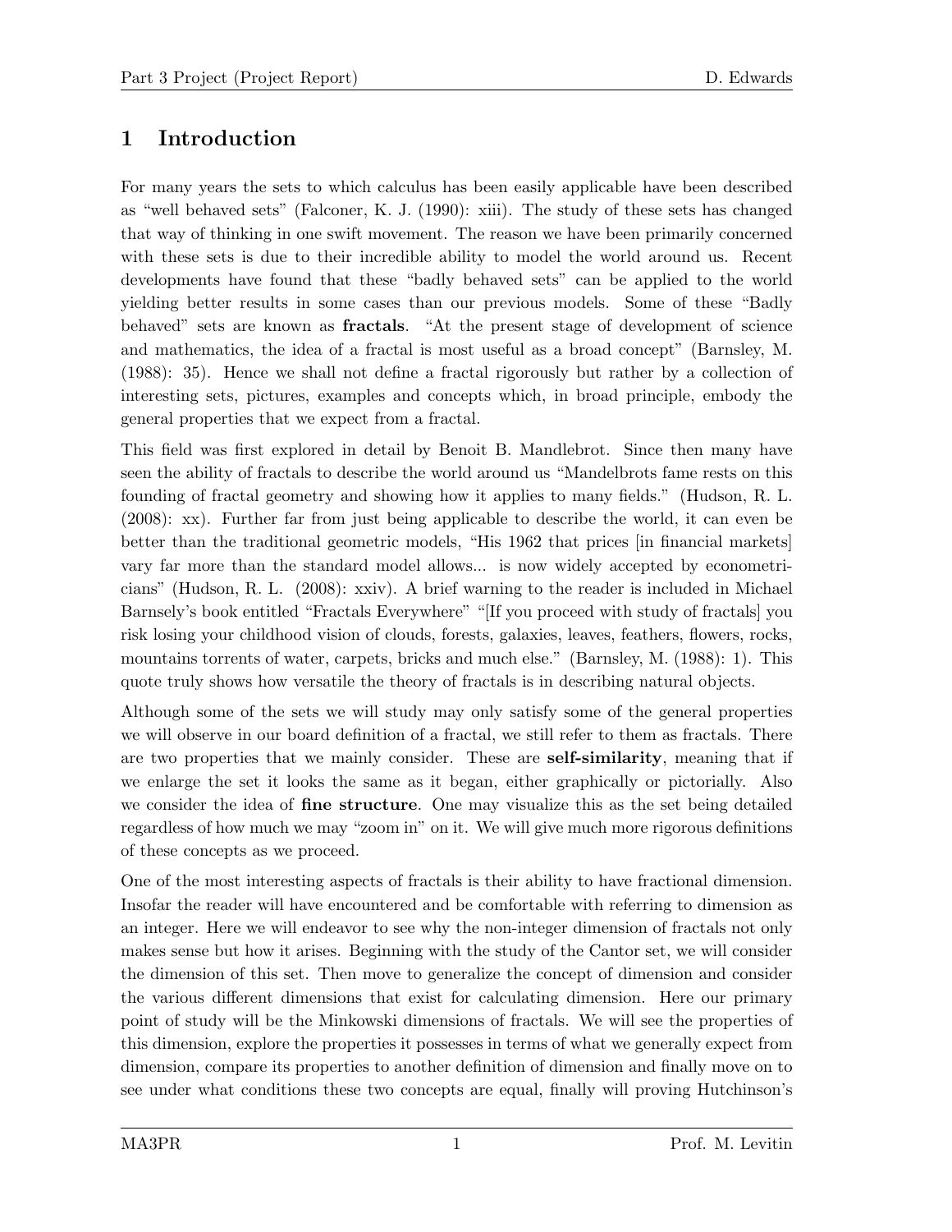# 1 Introduction

For many years the sets to which calculus has been easily applicable have been described as "well behaved sets" (Falconer, K. J. (1990): xiii). The study of these sets has changed that way of thinking in one swift movement. The reason we have been primarily concerned with these sets is due to their incredible ability to model the world around us. Recent developments have found that these "badly behaved sets" can be applied to the world yielding better results in some cases than our previous models. Some of these "Badly behaved" sets are known as **fractals**. "At the present stage of development of science and mathematics, the idea of a fractal is most useful as a broad concept" (Barnsley, M. (1988): 35). Hence we shall not define a fractal rigorously but rather by a collection of interesting sets, pictures, examples and concepts which, in broad principle, embody the general properties that we expect from a fractal.

This field was first explored in detail by Benoit B. Mandlebrot. Since then many have seen the ability of fractals to describe the world around us "Mandelbrots fame rests on this founding of fractal geometry and showing how it applies to many fields." (Hudson, R. L. (2008): xx). Further far from just being applicable to describe the world, it can even be better than the traditional geometric models, "His 1962 that prices [in financial markets] vary far more than the standard model allows... is now widely accepted by econometricians" (Hudson, R. L. (2008): xxiv). A brief warning to the reader is included in Michael Barnsely's book entitled "Fractals Everywhere" "[If you proceed with study of fractals] you risk losing your childhood vision of clouds, forests, galaxies, leaves, feathers, flowers, rocks, mountains torrents of water, carpets, bricks and much else." (Barnsley, M. (1988): 1). This quote truly shows how versatile the theory of fractals is in describing natural objects.

Although some of the sets we will study may only satisfy some of the general properties we will observe in our board definition of a fractal, we still refer to them as fractals. There are two properties that we mainly consider. These are **self-similarity**, meaning that if we enlarge the set it looks the same as it began, either graphically or pictorially. Also we consider the idea of **fine structure**. One may visualize this as the set being detailed regardless of how much we may "zoom in" on it. We will give much more rigorous definitions of these concepts as we proceed.

One of the most interesting aspects of fractals is their ability to have fractional dimension. Insofar the reader will have encountered and be comfortable with referring to dimension as an integer. Here we will endeavor to see why the non-integer dimension of fractals not only makes sense but how it arises. Beginning with the study of the Cantor set, we will consider the dimension of this set. Then move to generalize the concept of dimension and consider the various different dimensions that exist for calculating dimension. Here our primary point of study will be the Minkowski dimensions of fractals. We will see the properties of this dimension, explore the properties it possesses in terms of what we generally expect from dimension, compare its properties to another definition of dimension and finally move on to see under what conditions these two concepts are equal, finally will proving Hutchinson's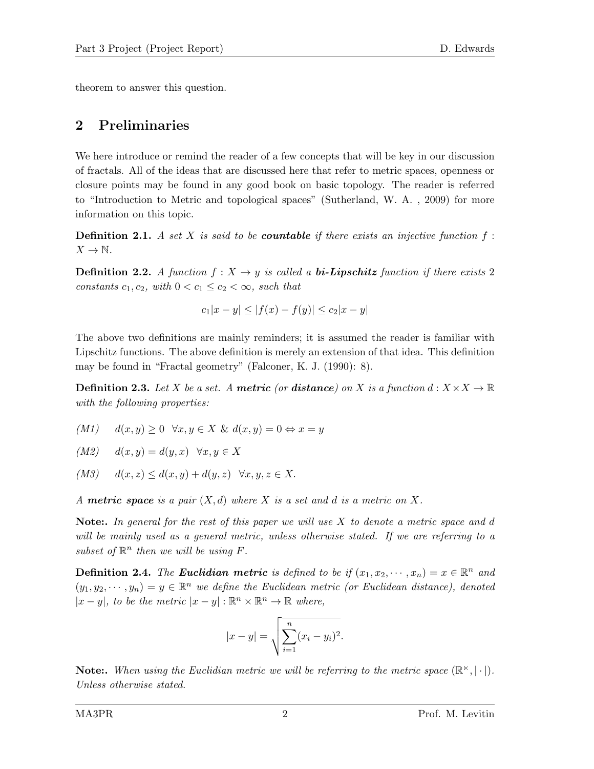theorem to answer this question.

## 2 Preliminaries

We here introduce or remind the reader of a few concepts that will be key in our discussion of fractals. All of the ideas that are discussed here that refer to metric spaces, openness or closure points may be found in any good book on basic topology. The reader is referred to "Introduction to Metric and topological spaces" (Sutherland, W. A. , 2009) for more information on this topic.

**Definition 2.1.** *A set $X$ is said to be* ***countable*** *if there exists an injective function $f : X \to \mathbb{N}$.*

**Definition 2.2.** *A function $f : X \to y$ is called a* ***bi-Lipschitz*** *function if there exists 2 constants $c_1, c_2$, with $0 < c_1 \leq c_2 < \infty$, such that*

$$c_1|x - y| \leq |f(x) - f(y)| \leq c_2|x - y|$$

The above two definitions are mainly reminders; it is assumed the reader is familiar with Lipschitz functions. The above definition is merely an extension of that idea. This definition may be found in "Fractal geometry" (Falconer, K. J. (1990): 8).

**Definition 2.3.** *Let $X$ be a set. A* ***metric*** *(or* ***distance****) on $X$ is a function $d : X \times X \to \mathbb{R}$ with the following properties:*

*(M1)* $d(x, y) \geq 0 \;\; \forall x, y \in X$ & $d(x, y) = 0 \Leftrightarrow x = y$

*(M2)* $d(x, y) = d(y, x) \;\; \forall x, y \in X$

*(M3)* $d(x, z) \leq d(x, y) + d(y, z) \;\; \forall x, y, z \in X.$

*A* ***metric space*** *is a pair $(X, d)$ where $X$ is a set and $d$ is a metric on $X$.*

**Note:.** *In general for the rest of this paper we will use $X$ to denote a metric space and $d$ will be mainly used as a general metric, unless otherwise stated. If we are referring to a subset of $\mathbb{R}^n$ then we will be using $F$.*

**Definition 2.4.** *The* ***Euclidian metric*** *is defined to be if $(x_1, x_2, \cdots, x_n) = x \in \mathbb{R}^n$ and $(y_1, y_2, \cdots, y_n) = y \in \mathbb{R}^n$ we define the Euclidean metric (or Euclidean distance), denoted $|x - y|$, to be the metric $|x - y| : \mathbb{R}^n \times \mathbb{R}^n \to \mathbb{R}$ where,*

$$|x - y| = \sqrt{\sum_{i=1}^{n} (x_i - y_i)^2}.$$

**Note:.** *When using the Euclidian metric we will be referring to the metric space $(\mathbb{R}^\ltimes, |\cdot|)$. Unless otherwise stated.*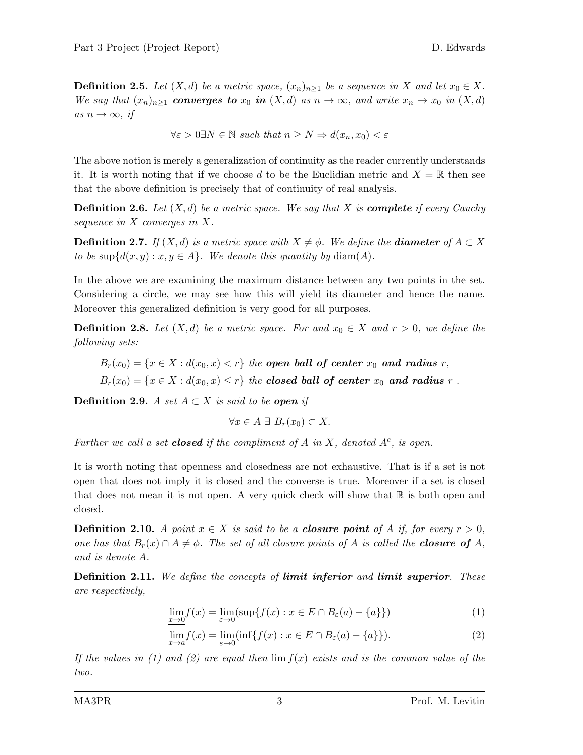**Definition 2.5.** *Let $(X, d)$ be a metric space, $(x_n)_{n\geq 1}$ be a sequence in $X$ and let $x_0 \in X$. We say that $(x_n)_{n\geq 1}$* ***converges to*** *$x_0$* ***in*** *$(X, d)$ as $n \to \infty$, and write $x_n \to x_0$ in $(X, d)$ as $n \to \infty$, if*

$$\forall \varepsilon > 0 \exists N \in \mathbb{N} \text{ such that } n \geq N \Rightarrow d(x_n, x_0) < \varepsilon$$

The above notion is merely a generalization of continuity as the reader currently understands it. It is worth noting that if we choose $d$ to be the Euclidian metric and $X = \mathbb{R}$ then see that the above definition is precisely that of continuity of real analysis.

**Definition 2.6.** *Let $(X, d)$ be a metric space. We say that $X$ is* ***complete*** *if every Cauchy sequence in $X$ converges in $X$.*

**Definition 2.7.** *If $(X, d)$ is a metric space with $X \neq \phi$. We define the* ***diameter*** *of $A \subset X$ to be $\sup\{d(x, y) : x, y \in A\}$. We denote this quantity by $\operatorname{diam}(A)$.*

In the above we are examining the maximum distance between any two points in the set. Considering a circle, we may see how this will yield its diameter and hence the name. Moreover this generalized definition is very good for all purposes.

**Definition 2.8.** *Let $(X, d)$ be a metric space. For and $x_0 \in X$ and $r > 0$, we define the following sets:*

$B_r(x_0) = \{x \in X : d(x_0, x) < r\}$ *the* ***open ball of center*** *$x_0$* ***and radius*** *$r$,*
$\overline{B_r(x_0)} = \{x \in X : d(x_0, x) \leq r\}$ *the* ***closed ball of center*** *$x_0$* ***and radius*** *$r$ .*

**Definition 2.9.** *A set $A \subset X$ is said to be* ***open*** *if*

$$\forall x \in A \; \exists \; B_r(x_0) \subset X.$$

*Further we call a set* ***closed*** *if the compliment of $A$ in $X$, denoted $A^c$, is open.*

It is worth noting that openness and closedness are not exhaustive. That is if a set is not open that does not imply it is closed and the converse is true. Moreover if a set is closed that does not mean it is not open. A very quick check will show that $\mathbb{R}$ is both open and closed.

**Definition 2.10.** *A point $x \in X$ is said to be a* ***closure point*** *of $A$ if, for every $r > 0$, one has that $B_r(x) \cap A \neq \phi$. The set of all closure points of $A$ is called the* ***closure of*** *$A$, and is denote $\overline{A}$.*

**Definition 2.11.** *We define the concepts of* ***limit inferior*** *and* ***limit superior***. *These are respectively,*

$$\varliminf_{x\to 0} f(x) = \lim_{\varepsilon\to 0}(\sup\{f(x) : x \in E \cap B_\varepsilon(a) - \{a\}\}) \tag{1}$$

$$\varlimsup_{x\to a} f(x) = \lim_{\varepsilon\to 0}(\inf\{f(x) : x \in E \cap B_\varepsilon(a) - \{a\}\}). \tag{2}$$

*If the values in (1) and (2) are equal then $\lim f(x)$ exists and is the common value of the two.*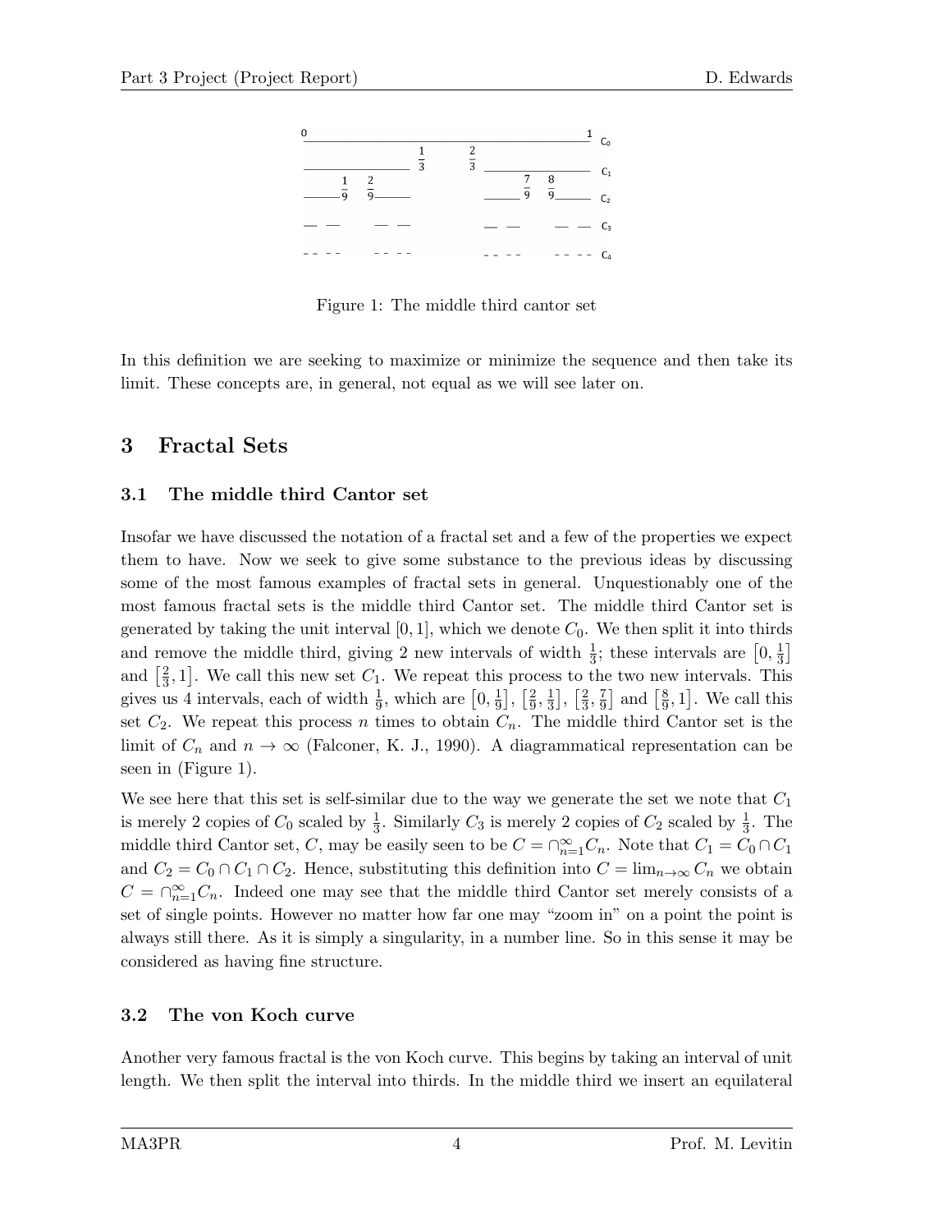Figure 1: The middle third cantor set

In this definition we are seeking to maximize or minimize the sequence and then take its limit. These concepts are, in general, not equal as we will see later on.

# 3 Fractal Sets

## 3.1 The middle third Cantor set

Insofar we have discussed the notation of a fractal set and a few of the properties we expect them to have. Now we seek to give some substance to the previous ideas by discussing some of the most famous examples of fractal sets in general. Unquestionably one of the most famous fractal sets is the middle third Cantor set. The middle third Cantor set is generated by taking the unit interval $[0, 1]$, which we denote $C_0$. We then split it into thirds and remove the middle third, giving 2 new intervals of width $\frac{1}{3}$; these intervals are $\left[0, \frac{1}{3}\right]$ and $\left[\frac{2}{3}, 1\right]$. We call this new set $C_1$. We repeat this process to the two new intervals. This gives us 4 intervals, each of width $\frac{1}{9}$, which are $\left[0, \frac{1}{9}\right]$, $\left[\frac{2}{9}, \frac{1}{3}\right]$, $\left[\frac{2}{3}, \frac{7}{9}\right]$ and $\left[\frac{8}{9}, 1\right]$. We call this set $C_2$. We repeat this process $n$ times to obtain $C_n$. The middle third Cantor set is the limit of $C_n$ and $n \to \infty$ (Falconer, K. J., 1990). A diagrammatical representation can be seen in (Figure 1).

We see here that this set is self-similar due to the way we generate the set we note that $C_1$ is merely 2 copies of $C_0$ scaled by $\frac{1}{3}$. Similarly $C_3$ is merely 2 copies of $C_2$ scaled by $\frac{1}{3}$. The middle third Cantor set, $C$, may be easily seen to be $C = \cap_{n=1}^{\infty} C_n$. Note that $C_1 = C_0 \cap C_1$ and $C_2 = C_0 \cap C_1 \cap C_2$. Hence, substituting this definition into $C = \lim_{n\to\infty} C_n$ we obtain $C = \cap_{n=1}^{\infty} C_n$. Indeed one may see that the middle third Cantor set merely consists of a set of single points. However no matter how far one may "zoom in" on a point the point is always still there. As it is simply a singularity, in a number line. So in this sense it may be considered as having fine structure.

## 3.2 The von Koch curve

Another very famous fractal is the von Koch curve. This begins by taking an interval of unit length. We then split the interval into thirds. In the middle third we insert an equilateral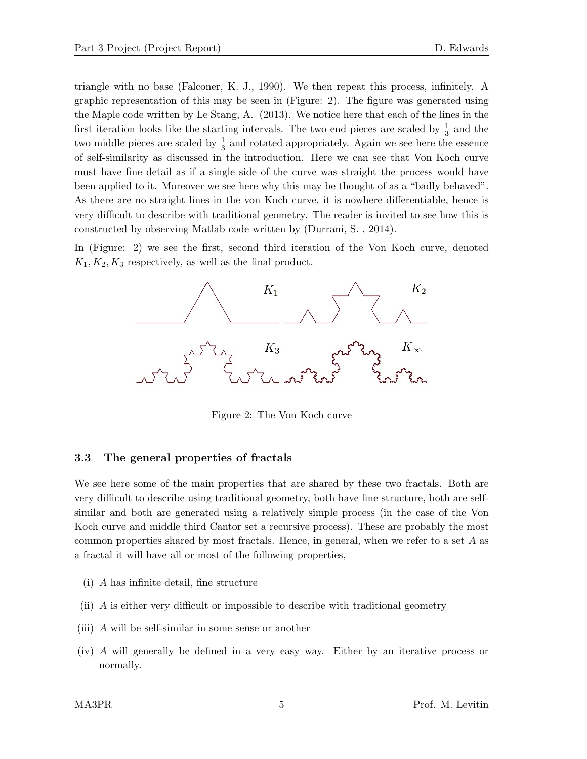triangle with no base (Falconer, K. J., 1990). We then repeat this process, infinitely. A graphic representation of this may be seen in (Figure: 2). The figure was generated using the Maple code written by Le Stang, A. (2013). We notice here that each of the lines in the first iteration looks like the starting intervals. The two end pieces are scaled by $\frac{1}{3}$ and the two middle pieces are scaled by $\frac{1}{3}$ and rotated appropriately. Again we see here the essence of self-similarity as discussed in the introduction. Here we can see that Von Koch curve must have fine detail as if a single side of the curve was straight the process would have been applied to it. Moreover we see here why this may be thought of as a "badly behaved". As there are no straight lines in the von Koch curve, it is nowhere differentiable, hence is very difficult to describe with traditional geometry. The reader is invited to see how this is constructed by observing Matlab code written by (Durrani, S. , 2014).

In (Figure: 2) we see the first, second third iteration of the Von Koch curve, denoted $K_1, K_2, K_3$ respectively, as well as the final product.

Figure 2: The Von Koch curve

### 3.3 The general properties of fractals

We see here some of the main properties that are shared by these two fractals. Both are very difficult to describe using traditional geometry, both have fine structure, both are self-similar and both are generated using a relatively simple process (in the case of the Von Koch curve and middle third Cantor set a recursive process). These are probably the most common properties shared by most fractals. Hence, in general, when we refer to a set $A$ as a fractal it will have all or most of the following properties,

(i) $A$ has infinite detail, fine structure

(ii) $A$ is either very difficult or impossible to describe with traditional geometry

(iii) $A$ will be self-similar in some sense or another

(iv) $A$ will generally be defined in a very easy way. Either by an iterative process or normally.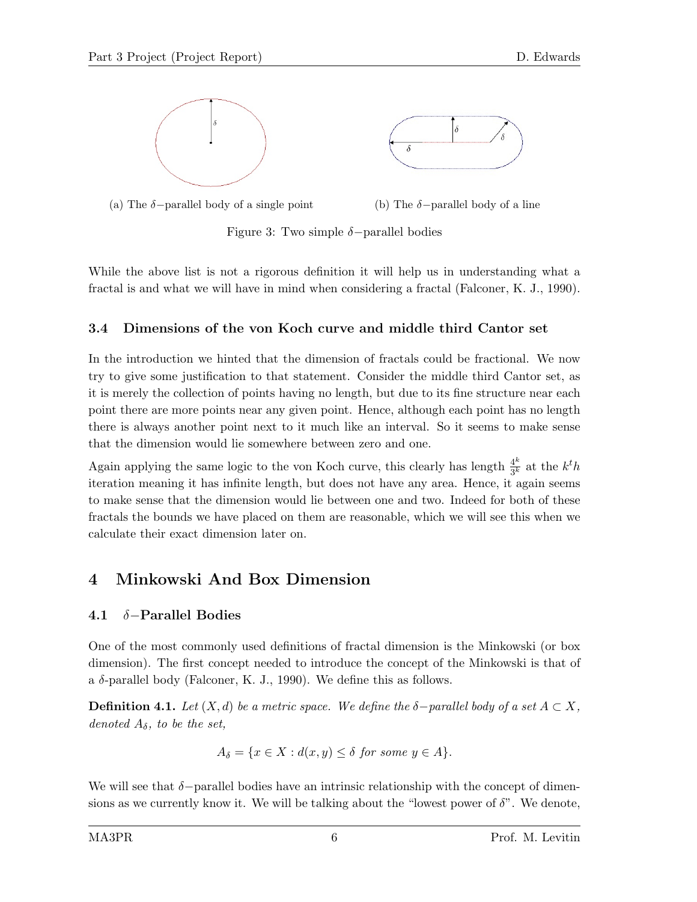(a) The $\delta-$parallel body of a single point

(b) The $\delta-$parallel body of a line

Figure 3: Two simple $\delta-$parallel bodies

While the above list is not a rigorous definition it will help us in understanding what a fractal is and what we will have in mind when considering a fractal (Falconer, K. J., 1990).

### 3.4 Dimensions of the von Koch curve and middle third Cantor set

In the introduction we hinted that the dimension of fractals could be fractional. We now try to give some justification to that statement. Consider the middle third Cantor set, as it is merely the collection of points having no length, but due to its fine structure near each point there are more points near any given point. Hence, although each point has no length there is always another point next to it much like an interval. So it seems to make sense that the dimension would lie somewhere between zero and one.

Again applying the same logic to the von Koch curve, this clearly has length $\frac{4^k}{3^k}$ at the $k^th$ iteration meaning it has infinite length, but does not have any area. Hence, it again seems to make sense that the dimension would lie between one and two. Indeed for both of these fractals the bounds we have placed on them are reasonable, which we will see this when we calculate their exact dimension later on.

## 4 Minkowski And Box Dimension

### 4.1 $\delta-$Parallel Bodies

One of the most commonly used definitions of fractal dimension is the Minkowski (or box dimension). The first concept needed to introduce the concept of the Minkowski is that of a $\delta$-parallel body (Falconer, K. J., 1990). We define this as follows.

**Definition 4.1.** *Let $(X, d)$ be a metric space. We define the $\delta-$parallel body of a set $A \subset X$, denoted $A_\delta$, to be the set,*

$$A_\delta = \{x \in X : d(x, y) \leq \delta \text{ for some } y \in A\}.$$

We will see that $\delta-$parallel bodies have an intrinsic relationship with the concept of dimensions as we currently know it. We will be talking about the "lowest power of $\delta$". We denote,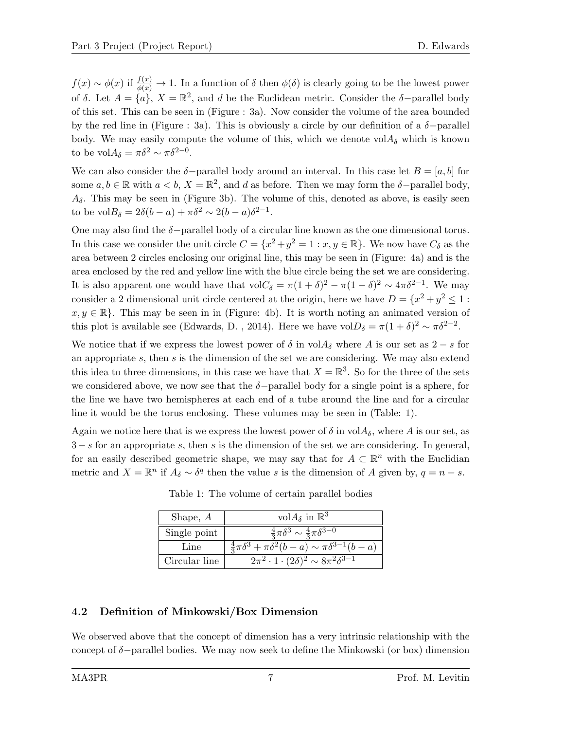$f(x) \sim \phi(x)$ if $\frac{f(x)}{\phi(x)} \to 1$. In a function of $\delta$ then $\phi(\delta)$ is clearly going to be the lowest power of $\delta$. Let $A = \{a\}$, $X = \mathbb{R}^2$, and $d$ be the Euclidean metric. Consider the $\delta-$parallel body of this set. This can be seen in (Figure : 3a). Now consider the volume of the area bounded by the red line in (Figure : 3a). This is obviously a circle by our definition of a $\delta-$parallel body. We may easily compute the volume of this, which we denote vol$A_\delta$ which is known to be vol$A_\delta = \pi\delta^2 \sim \pi\delta^{2-0}$.

We can also consider the $\delta-$parallel body around an interval. In this case let $B = [a, b]$ for some $a, b \in \mathbb{R}$ with $a < b$, $X = \mathbb{R}^2$, and $d$ as before. Then we may form the $\delta-$parallel body, $A_\delta$. This may be seen in (Figure 3b). The volume of this, denoted as above, is easily seen to be vol$B_\delta = 2\delta(b-a) + \pi\delta^2 \sim 2(b-a)\delta^{2-1}$.

One may also find the $\delta-$parallel body of a circular line known as the one dimensional torus. In this case we consider the unit circle $C = \{x^2 + y^2 = 1 : x, y \in \mathbb{R}\}$. We now have $C_\delta$ as the area between 2 circles enclosing our original line, this may be seen in (Figure: 4a) and is the area enclosed by the red and yellow line with the blue circle being the set we are considering. It is also apparent one would have that vol$C_\delta = \pi(1+\delta)^2 - \pi(1-\delta)^2 \sim 4\pi\delta^{2-1}$. We may consider a 2 dimensional unit circle centered at the origin, here we have $D = \{x^2 + y^2 \leq 1 : x, y \in \mathbb{R}\}$. This may be seen in in (Figure: 4b). It is worth noting an animated version of this plot is available see (Edwards, D. , 2014). Here we have vol$D_\delta = \pi(1+\delta)^2 \sim \pi\delta^{2-2}$.

We notice that if we express the lowest power of $\delta$ in vol$A_\delta$ where $A$ is our set as $2 - s$ for an appropriate $s$, then $s$ is the dimension of the set we are considering. We may also extend this idea to three dimensions, in this case we have that $X = \mathbb{R}^3$. So for the three of the sets we considered above, we now see that the $\delta-$parallel body for a single point is a sphere, for the line we have two hemispheres at each end of a tube around the line and for a circular line it would be the torus enclosing. These volumes may be seen in (Table: 1).

Again we notice here that is we express the lowest power of $\delta$ in vol$A_\delta$, where $A$ is our set, as $3 - s$ for an appropriate $s$, then $s$ is the dimension of the set we are considering. In general, for an easily described geometric shape, we may say that for $A \subset \mathbb{R}^n$ with the Euclidian metric and $X = \mathbb{R}^n$ if $A_\delta \sim \delta^q$ then the value $s$ is the dimension of $A$ given by, $q = n - s$.

Table 1: The volume of certain parallel bodies

| Shape, $A$ | vol$A_\delta$ in $\mathbb{R}^3$ |
|---|---|
| Single point | $\frac{4}{3}\pi\delta^3 \sim \frac{4}{3}\pi\delta^{3-0}$ |
| Line | $\frac{4}{3}\pi\delta^3 + \pi\delta^2(b-a) \sim \pi\delta^{3-1}(b-a)$ |
| Circular line | $2\pi^2 \cdot 1 \cdot (2\delta)^2 \sim 8\pi^2\delta^{3-1}$ |

### 4.2 Definition of Minkowski/Box Dimension

We observed above that the concept of dimension has a very intrinsic relationship with the concept of $\delta-$parallel bodies. We may now seek to define the Minkowski (or box) dimension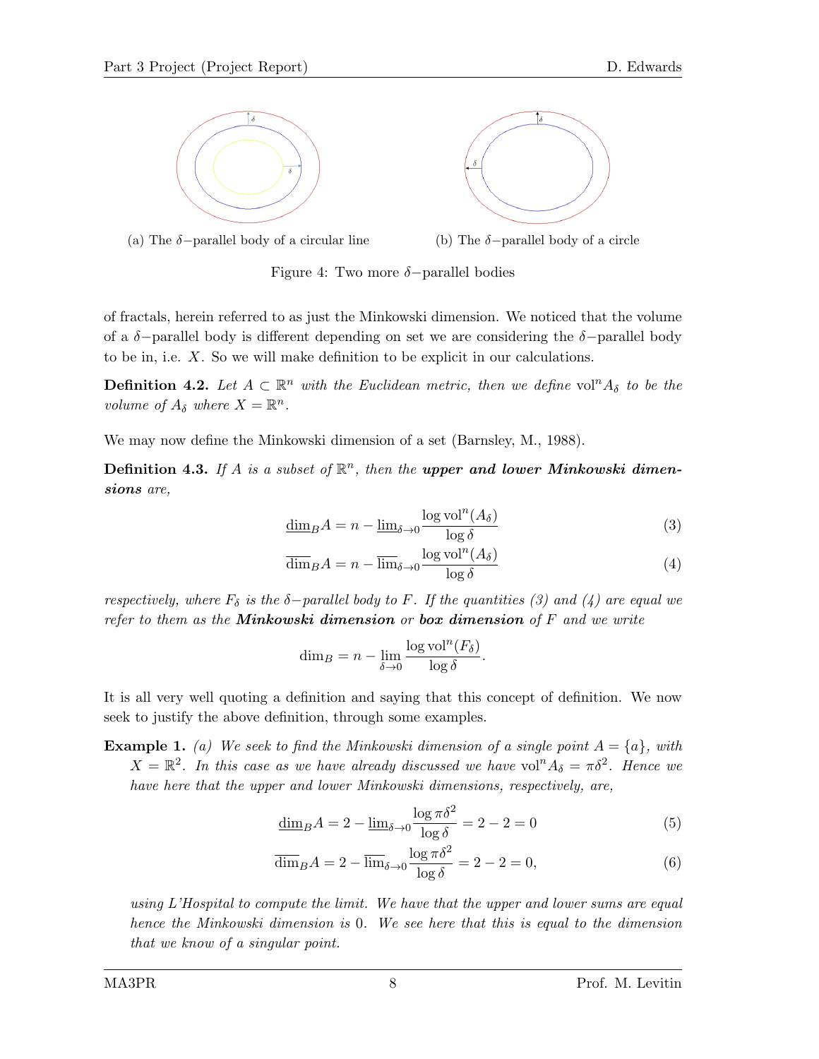(a) The $\delta-$parallel body of a circular line

(b) The $\delta-$parallel body of a circle

Figure 4: Two more $\delta-$parallel bodies

of fractals, herein referred to as just the Minkowski dimension. We noticed that the volume of a $\delta-$parallel body is different depending on set we are considering the $\delta-$parallel body to be in, i.e. $X$. So we will make definition to be explicit in our calculations.

**Definition 4.2.** *Let $A \subset \mathbb{R}^n$ with the Euclidean metric, then we define $\text{vol}^n A_\delta$ to be the volume of $A_\delta$ where $X = \mathbb{R}^n$.*

We may now define the Minkowski dimension of a set (Barnsley, M., 1988).

**Definition 4.3.** *If $A$ is a subset of $\mathbb{R}^n$, then the* ***upper and lower Minkowski dimensions*** *are,*

$$\underline{\dim}_B A = n - \underline{\lim}_{\delta \to 0} \frac{\log \text{vol}^n(A_\delta)}{\log \delta} \tag{3}$$

$$\overline{\dim}_B A = n - \overline{\lim}_{\delta \to 0} \frac{\log \text{vol}^n(A_\delta)}{\log \delta} \tag{4}$$

*respectively, where $F_\delta$ is the $\delta-$parallel body to $F$. If the quantities (3) and (4) are equal we refer to them as the* ***Minkowski dimension*** *or* ***box dimension*** *of $F$ and we write*

$$\dim_B = n - \lim_{\delta \to 0} \frac{\log \text{vol}^n(F_\delta)}{\log \delta}.$$

It is all very well quoting a definition and saying that this concept of definition. We now seek to justify the above definition, through some examples.

**Example 1.** *(a) We seek to find the Minkowski dimension of a single point $A = \{a\}$, with $X = \mathbb{R}^2$. In this case as we have already discussed we have $\text{vol}^n A_\delta = \pi\delta^2$. Hence we have here that the upper and lower Minkowski dimensions, respectively, are,*

$$\underline{\dim}_B A = 2 - \underline{\lim}_{\delta \to 0} \frac{\log \pi\delta^2}{\log \delta} = 2 - 2 = 0 \tag{5}$$

$$\overline{\dim}_B A = 2 - \overline{\lim}_{\delta \to 0} \frac{\log \pi\delta^2}{\log \delta} = 2 - 2 = 0, \tag{6}$$

*using L'Hospital to compute the limit. We have that the upper and lower sums are equal hence the Minkowski dimension is 0. We see here that this is equal to the dimension that we know of a singular point.*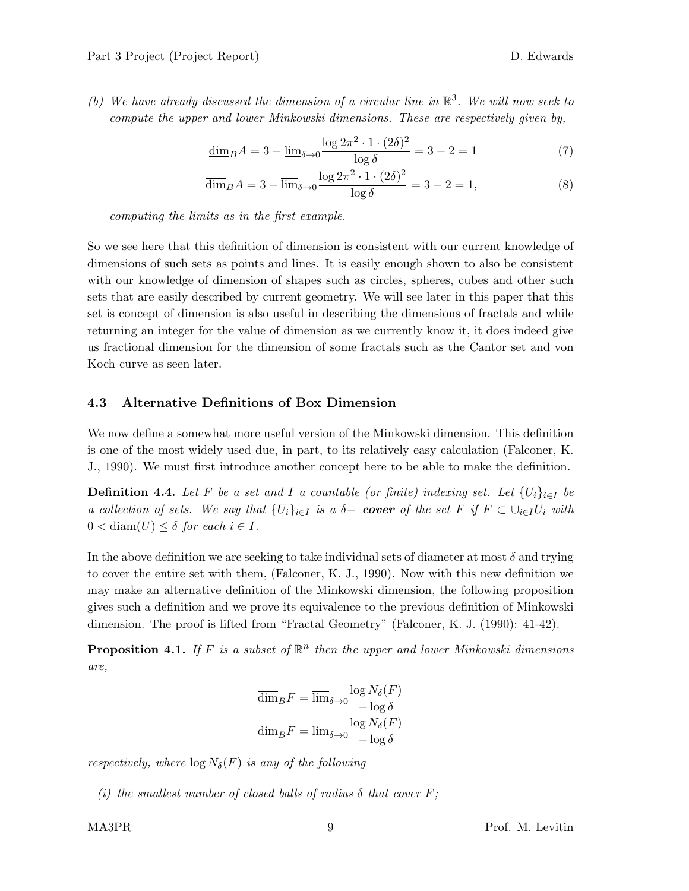(b) *We have already discussed the dimension of a circular line in $\mathbb{R}^3$. We will now seek to compute the upper and lower Minkowski dimensions. These are respectively given by,*

$$\underline{\dim}_B A = 3 - \underline{\lim}_{\delta \to 0} \frac{\log 2\pi^2 \cdot 1 \cdot (2\delta)^2}{\log \delta} = 3 - 2 = 1 \tag{7}$$

$$\overline{\dim}_B A = 3 - \overline{\lim}_{\delta \to 0} \frac{\log 2\pi^2 \cdot 1 \cdot (2\delta)^2}{\log \delta} = 3 - 2 = 1, \tag{8}$$

*computing the limits as in the first example.*

So we see here that this definition of dimension is consistent with our current knowledge of dimensions of such sets as points and lines. It is easily enough shown to also be consistent with our knowledge of dimension of shapes such as circles, spheres, cubes and other such sets that are easily described by current geometry. We will see later in this paper that this set is concept of dimension is also useful in describing the dimensions of fractals and while returning an integer for the value of dimension as we currently know it, it does indeed give us fractional dimension for the dimension of some fractals such as the Cantor set and von Koch curve as seen later.

### 4.3 Alternative Definitions of Box Dimension

We now define a somewhat more useful version of the Minkowski dimension. This definition is one of the most widely used due, in part, to its relatively easy calculation (Falconer, K. J., 1990). We must first introduce another concept here to be able to make the definition.

**Definition 4.4.** *Let $F$ be a set and $I$ a countable (or finite) indexing set. Let $\{U_i\}_{i \in I}$ be a collection of sets. We say that $\{U_i\}_{i \in I}$ is a $\delta-$* ***cover*** *of the set $F$ if $F \subset \cup_{i \in I} U_i$ with $0 < \text{diam}(U) \leq \delta$ for each $i \in I$.*

In the above definition we are seeking to take individual sets of diameter at most $\delta$ and trying to cover the entire set with them, (Falconer, K. J., 1990). Now with this new definition we may make an alternative definition of the Minkowski dimension, the following proposition gives such a definition and we prove its equivalence to the previous definition of Minkowski dimension. The proof is lifted from "Fractal Geometry" (Falconer, K. J. (1990): 41-42).

**Proposition 4.1.** *If $F$ is a subset of $\mathbb{R}^n$ then the upper and lower Minkowski dimensions are,*

$$\overline{\dim}_B F = \overline{\lim}_{\delta \to 0} \frac{\log N_\delta(F)}{-\log \delta}$$

$$\underline{\dim}_B F = \underline{\lim}_{\delta \to 0} \frac{\log N_\delta(F)}{-\log \delta}$$

*respectively, where $\log N_\delta(F)$ is any of the following*

*(i) the smallest number of closed balls of radius $\delta$ that cover $F$;*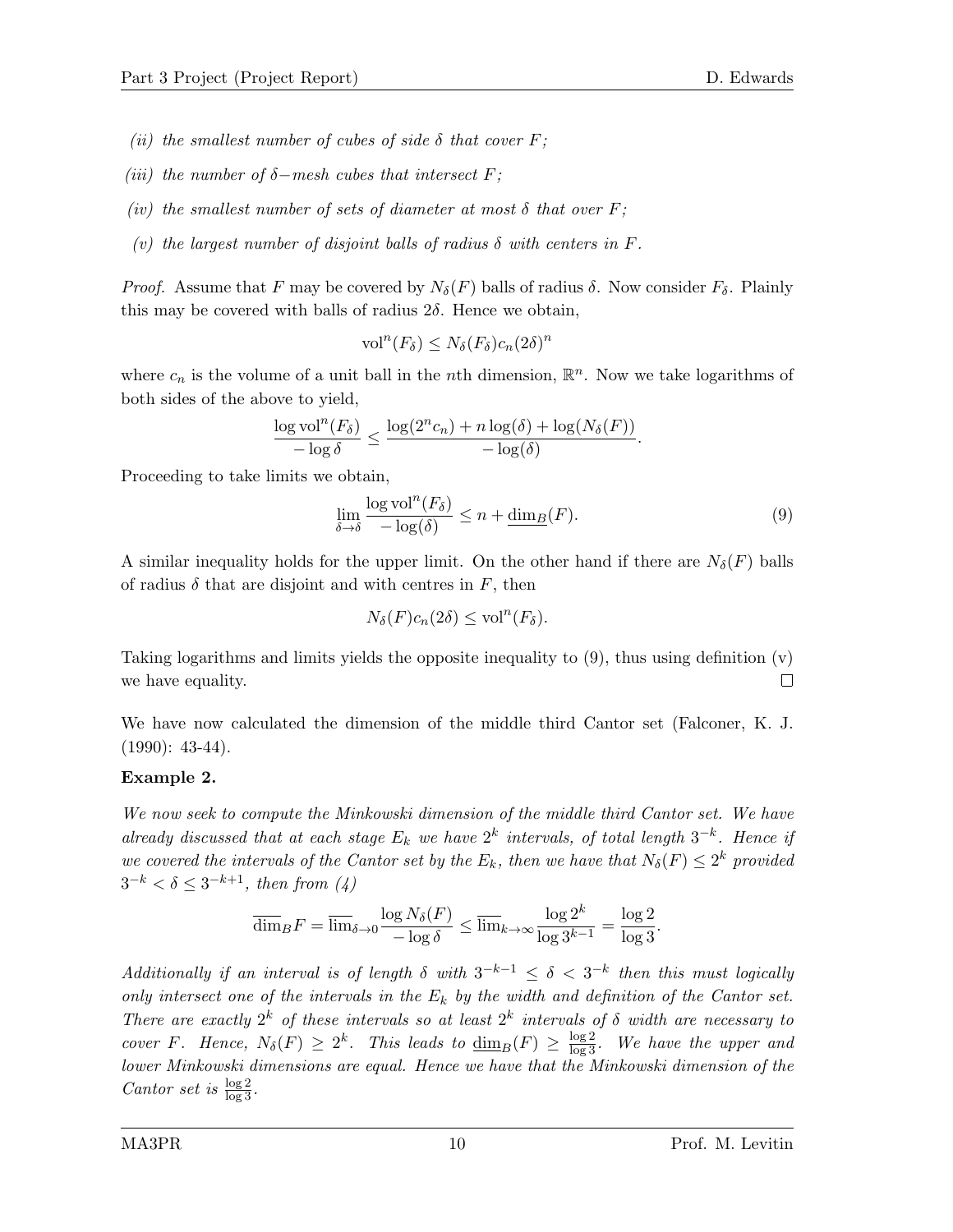*(ii) the smallest number of cubes of side $\delta$ that cover $F$;*

*(iii) the number of $\delta-$mesh cubes that intersect $F$;*

*(iv) the smallest number of sets of diameter at most $\delta$ that over $F$;*

*(v) the largest number of disjoint balls of radius $\delta$ with centers in $F$.*

*Proof.* Assume that $F$ may be covered by $N_\delta(F)$ balls of radius $\delta$. Now consider $F_\delta$. Plainly this may be covered with balls of radius $2\delta$. Hence we obtain,

$$\text{vol}^n(F_\delta) \leq N_\delta(F_\delta)c_n(2\delta)^n$$

where $c_n$ is the volume of a unit ball in the $n$th dimension, $\mathbb{R}^n$. Now we take logarithms of both sides of the above to yield,

$$\frac{\log \text{vol}^n(F_\delta)}{-\log \delta} \leq \frac{\log(2^n c_n) + n\log(\delta) + \log(N_\delta(F))}{-\log(\delta)}.$$

Proceeding to take limits we obtain,

$$\lim_{\delta \to \delta} \frac{\log \text{vol}^n(F_\delta)}{-\log(\delta)} \leq n + \underline{\dim}_B(F). \tag{9}$$

A similar inequality holds for the upper limit. On the other hand if there are $N_\delta(F)$ balls of radius $\delta$ that are disjoint and with centres in $F$, then

$$N_\delta(F)c_n(2\delta) \leq \text{vol}^n(F_\delta).$$

Taking logarithms and limits yields the opposite inequality to (9), thus using definition (v) we have equality. $\square$

We have now calculated the dimension of the middle third Cantor set (Falconer, K. J. (1990): 43-44).

**Example 2.**

*We now seek to compute the Minkowski dimension of the middle third Cantor set. We have already discussed that at each stage $E_k$ we have $2^k$ intervals, of total length $3^{-k}$. Hence if we covered the intervals of the Cantor set by the $E_k$, then we have that $N_\delta(F) \leq 2^k$ provided $3^{-k} < \delta \leq 3^{-k+1}$, then from (4)*

$$\overline{\dim}_B F = \overline{\lim}_{\delta \to 0} \frac{\log N_\delta(F)}{-\log \delta} \leq \overline{\lim}_{k \to \infty} \frac{\log 2^k}{\log 3^{k-1}} = \frac{\log 2}{\log 3}.$$

*Additionally if an interval is of length $\delta$ with $3^{-k-1} \leq \delta < 3^{-k}$ then this must logically only intersect one of the intervals in the $E_k$ by the width and definition of the Cantor set. There are exactly $2^k$ of these intervals so at least $2^k$ intervals of $\delta$ width are necessary to cover $F$. Hence, $N_\delta(F) \geq 2^k$. This leads to $\underline{\dim}_B(F) \geq \frac{\log 2}{\log 3}$. We have the upper and lower Minkowski dimensions are equal. Hence we have that the Minkowski dimension of the Cantor set is $\frac{\log 2}{\log 3}$.*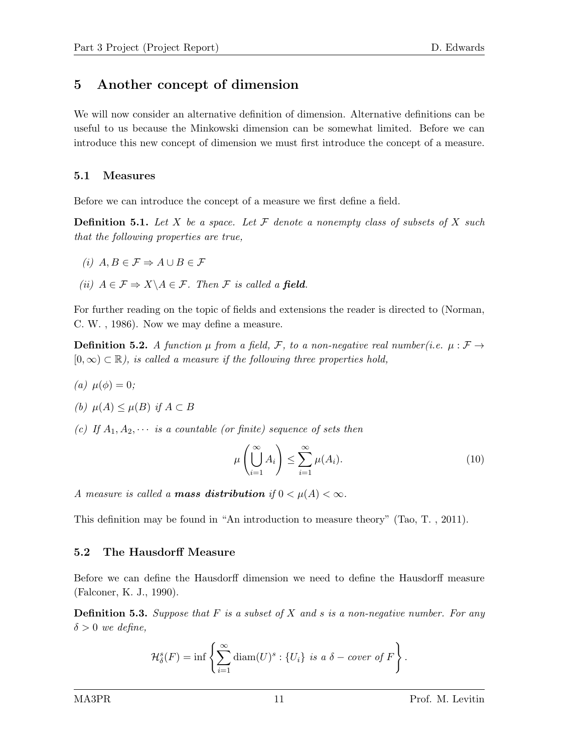## 5 Another concept of dimension

We will now consider an alternative definition of dimension. Alternative definitions can be useful to us because the Minkowski dimension can be somewhat limited. Before we can introduce this new concept of dimension we must first introduce the concept of a measure.

### 5.1 Measures

Before we can introduce the concept of a measure we first define a field.

**Definition 5.1.** *Let $X$ be a space. Let $\mathcal{F}$ denote a nonempty class of subsets of $X$ such that the following properties are true,*

*(i) $A, B \in \mathcal{F} \Rightarrow A \cup B \in \mathcal{F}$*

*(ii) $A \in \mathcal{F} \Rightarrow X \backslash A \in \mathcal{F}$. Then $\mathcal{F}$ is called a* ***field****.*

For further reading on the topic of fields and extensions the reader is directed to (Norman, C. W. , 1986). Now we may define a measure.

**Definition 5.2.** *A function $\mu$ from a field, $\mathcal{F}$, to a non-negative real number(i.e. $\mu : \mathcal{F} \to [0, \infty) \subset \mathbb{R}$), is called a measure if the following three properties hold,*

*(a) $\mu(\phi) = 0$;*

*(b) $\mu(A) \leq \mu(B)$ if $A \subset B$*

*(c) If $A_1, A_2, \cdots$ is a countable (or finite) sequence of sets then*

$$\mu\left(\bigcup_{i=1}^{\infty} A_i\right) \leq \sum_{i=1}^{\infty} \mu(A_i). \tag{10}$$

*A measure is called a* ***mass distribution*** *if $0 < \mu(A) < \infty$.*

This definition may be found in "An introduction to measure theory" (Tao, T. , 2011).

### 5.2 The Hausdorff Measure

Before we can define the Hausdorff dimension we need to define the Hausdorff measure (Falconer, K. J., 1990).

**Definition 5.3.** *Suppose that $F$ is a subset of $X$ and $s$ is a non-negative number. For any $\delta > 0$ we define,*

$$\mathcal{H}^s_\delta(F) = \inf\left\{\sum_{i=1}^{\infty} \operatorname{diam}(U)^s : \{U_i\} \text{ is a } \delta - \text{cover of } F\right\}.$$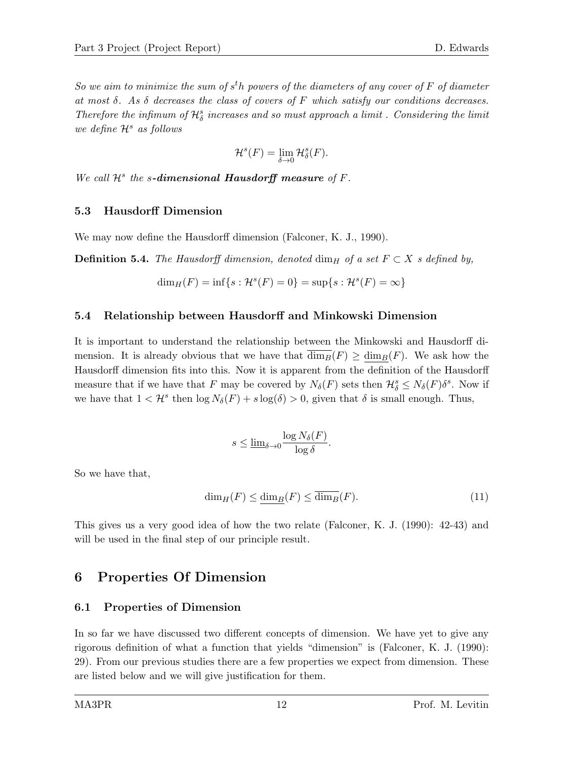*So we aim to minimize the sum of $s^th$ powers of the diameters of any cover of $F$ of diameter at most $\delta$. As $\delta$ decreases the class of covers of $F$ which satisfy our conditions decreases. Therefore the infimum of $\mathcal{H}^s_\delta$ increases and so must approach a limit . Considering the limit we define $\mathcal{H}^s$ as follows*

$$\mathcal{H}^s(F) = \lim_{\delta \to 0} \mathcal{H}^s_\delta(F).$$

*We call $\mathcal{H}^s$ the* ***s-dimensional Hausdorff measure*** *of $F$.*

### 5.3 Hausdorff Dimension

We may now define the Hausdorff dimension (Falconer, K. J., 1990).

**Definition 5.4.** *The Hausdorff dimension, denoted $\dim_H$ of a set $F \subset X$ s defined by,*

$$\dim_H(F) = \inf\{s : \mathcal{H}^s(F) = 0\} = \sup\{s : \mathcal{H}^s(F) = \infty\}$$

### 5.4 Relationship between Hausdorff and Minkowski Dimension

It is important to understand the relationship between the Minkowski and Hausdorff dimension. It is already obvious that we have that $\overline{\dim_B}(F) \geq \underline{\dim_B}(F)$. We ask how the Hausdorff dimension fits into this. Now it is apparent from the definition of the Hausdorff measure that if we have that $F$ may be covered by $N_\delta(F)$ sets then $\mathcal{H}^s_\delta \leq N_\delta(F)\delta^s$. Now if we have that $1 < \mathcal{H}^s$ then $\log N_\delta(F) + s\log(\delta) > 0$, given that $\delta$ is small enough. Thus,

$$s \leq \underline{\lim}_{\delta \to 0} \frac{\log N_\delta(F)}{\log \delta}.$$

So we have that,

$$\dim_H(F) \leq \underline{\dim_B}(F) \leq \overline{\dim_B}(F). \tag{11}$$

This gives us a very good idea of how the two relate (Falconer, K. J. (1990): 42-43) and will be used in the final step of our principle result.

## 6 Properties Of Dimension

### 6.1 Properties of Dimension

In so far we have discussed two different concepts of dimension. We have yet to give any rigorous definition of what a function that yields "dimension" is (Falconer, K. J. (1990): 29). From our previous studies there are a few properties we expect from dimension. These are listed below and we will give justification for them.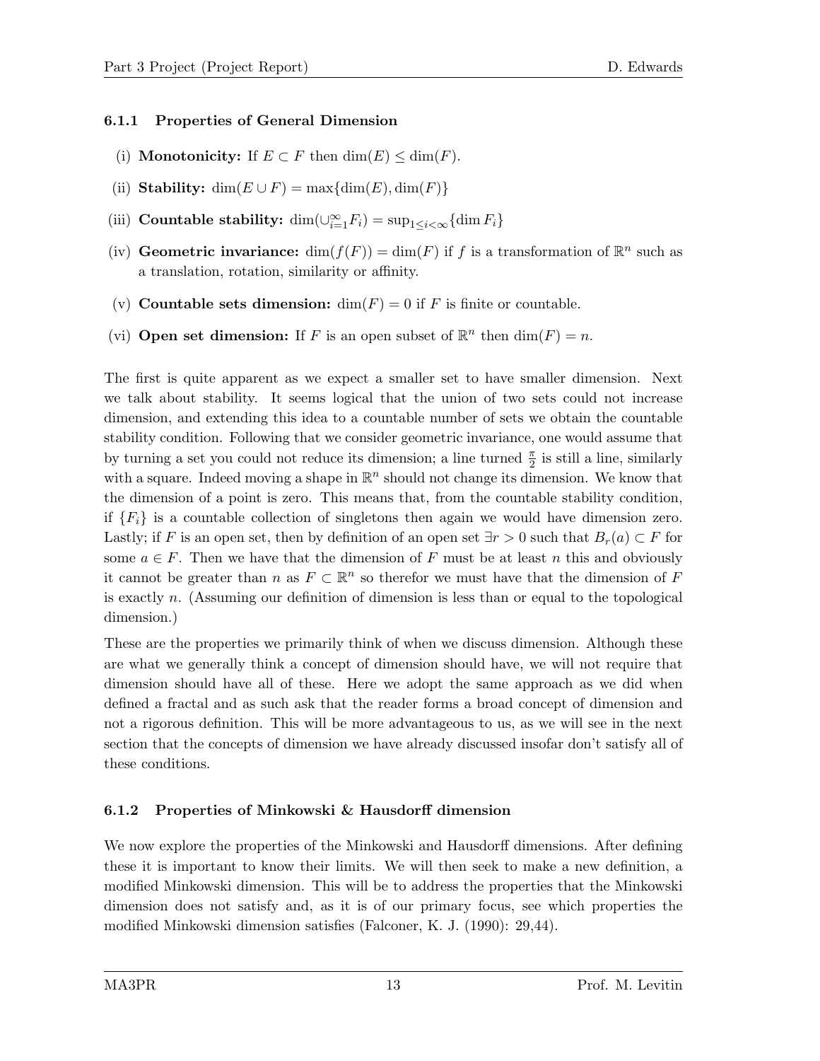### 6.1.1 Properties of General Dimension

(i) **Monotonicity:** If $E \subset F$ then $\dim(E) \leq \dim(F)$.

(ii) **Stability:** $\dim(E \cup F) = \max\{\dim(E), \dim(F)\}$

(iii) **Countable stability:** $\dim(\cup_{i=1}^{\infty} F_i) = \sup_{1 \leq i < \infty}\{\dim F_i\}$

(iv) **Geometric invariance:** $\dim(f(F)) = \dim(F)$ if $f$ is a transformation of $\mathbb{R}^n$ such as a translation, rotation, similarity or affinity.

(v) **Countable sets dimension:** $\dim(F) = 0$ if $F$ is finite or countable.

(vi) **Open set dimension:** If $F$ is an open subset of $\mathbb{R}^n$ then $\dim(F) = n$.

The first is quite apparent as we expect a smaller set to have smaller dimension. Next we talk about stability. It seems logical that the union of two sets could not increase dimension, and extending this idea to a countable number of sets we obtain the countable stability condition. Following that we consider geometric invariance, one would assume that by turning a set you could not reduce its dimension; a line turned $\frac{\pi}{2}$ is still a line, similarly with a square. Indeed moving a shape in $\mathbb{R}^n$ should not change its dimension. We know that the dimension of a point is zero. This means that, from the countable stability condition, if $\{F_i\}$ is a countable collection of singletons then again we would have dimension zero. Lastly; if $F$ is an open set, then by definition of an open set $\exists r > 0$ such that $B_r(a) \subset F$ for some $a \in F$. Then we have that the dimension of $F$ must be at least $n$ this and obviously it cannot be greater than $n$ as $F \subset \mathbb{R}^n$ so therefor we must have that the dimension of $F$ is exactly $n$. (Assuming our definition of dimension is less than or equal to the topological dimension.)

These are the properties we primarily think of when we discuss dimension. Although these are what we generally think a concept of dimension should have, we will not require that dimension should have all of these. Here we adopt the same approach as we did when defined a fractal and as such ask that the reader forms a broad concept of dimension and not a rigorous definition. This will be more advantageous to us, as we will see in the next section that the concepts of dimension we have already discussed insofar don't satisfy all of these conditions.

### 6.1.2 Properties of Minkowski & Hausdorff dimension

We now explore the properties of the Minkowski and Hausdorff dimensions. After defining these it is important to know their limits. We will then seek to make a new definition, a modified Minkowski dimension. This will be to address the properties that the Minkowski dimension does not satisfy and, as it is of our primary focus, see which properties the modified Minkowski dimension satisfies (Falconer, K. J. (1990): 29,44).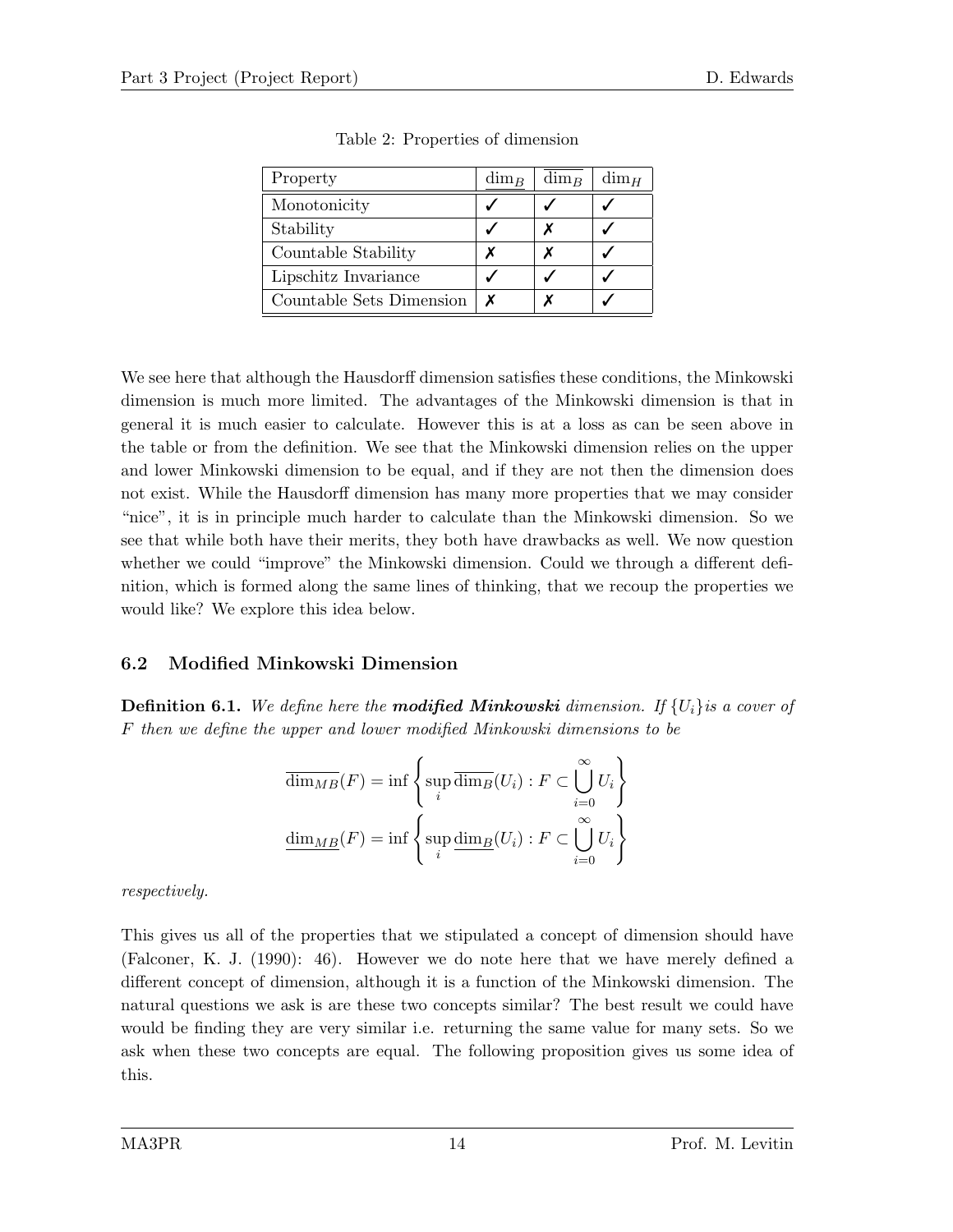Table 2: Properties of dimension

| Property | $\underline{\dim}_B$ | $\overline{\dim}_B$ | $\dim_H$ |
|---|---|---|---|
| Monotonicity | ✓ | ✓ | ✓ |
| Stability | ✓ | ✗ | ✓ |
| Countable Stability | ✗ | ✗ | ✓ |
| Lipschitz Invariance | ✓ | ✓ | ✓ |
| Countable Sets Dimension | ✗ | ✗ | ✓ |

We see here that although the Hausdorff dimension satisfies these conditions, the Minkowski dimension is much more limited. The advantages of the Minkowski dimension is that in general it is much easier to calculate. However this is at a loss as can be seen above in the table or from the definition. We see that the Minkowski dimension relies on the upper and lower Minkowski dimension to be equal, and if they are not then the dimension does not exist. While the Hausdorff dimension has many more properties that we may consider "nice", it is in principle much harder to calculate than the Minkowski dimension. So we see that while both have their merits, they both have drawbacks as well. We now question whether we could "improve" the Minkowski dimension. Could we through a different definition, which is formed along the same lines of thinking, that we recoup the properties we would like? We explore this idea below.

### 6.2 Modified Minkowski Dimension

**Definition 6.1.** *We define here the* ***modified Minkowski*** *dimension. If $\{U_i\}$is a cover of $F$ then we define the upper and lower modified Minkowski dimensions to be*

$$\overline{\dim}_{MB}(F) = \inf\left\{\sup_i \overline{\dim_B}(U_i) : F \subset \bigcup_{i=0}^{\infty} U_i\right\}$$

$$\underline{\dim}_{MB}(F) = \inf\left\{\sup_i \underline{\dim_B}(U_i) : F \subset \bigcup_{i=0}^{\infty} U_i\right\}$$

*respectively.*

This gives us all of the properties that we stipulated a concept of dimension should have (Falconer, K. J. (1990): 46). However we do note here that we have merely defined a different concept of dimension, although it is a function of the Minkowski dimension. The natural questions we ask is are these two concepts similar? The best result we could have would be finding they are very similar i.e. returning the same value for many sets. So we ask when these two concepts are equal. The following proposition gives us some idea of this.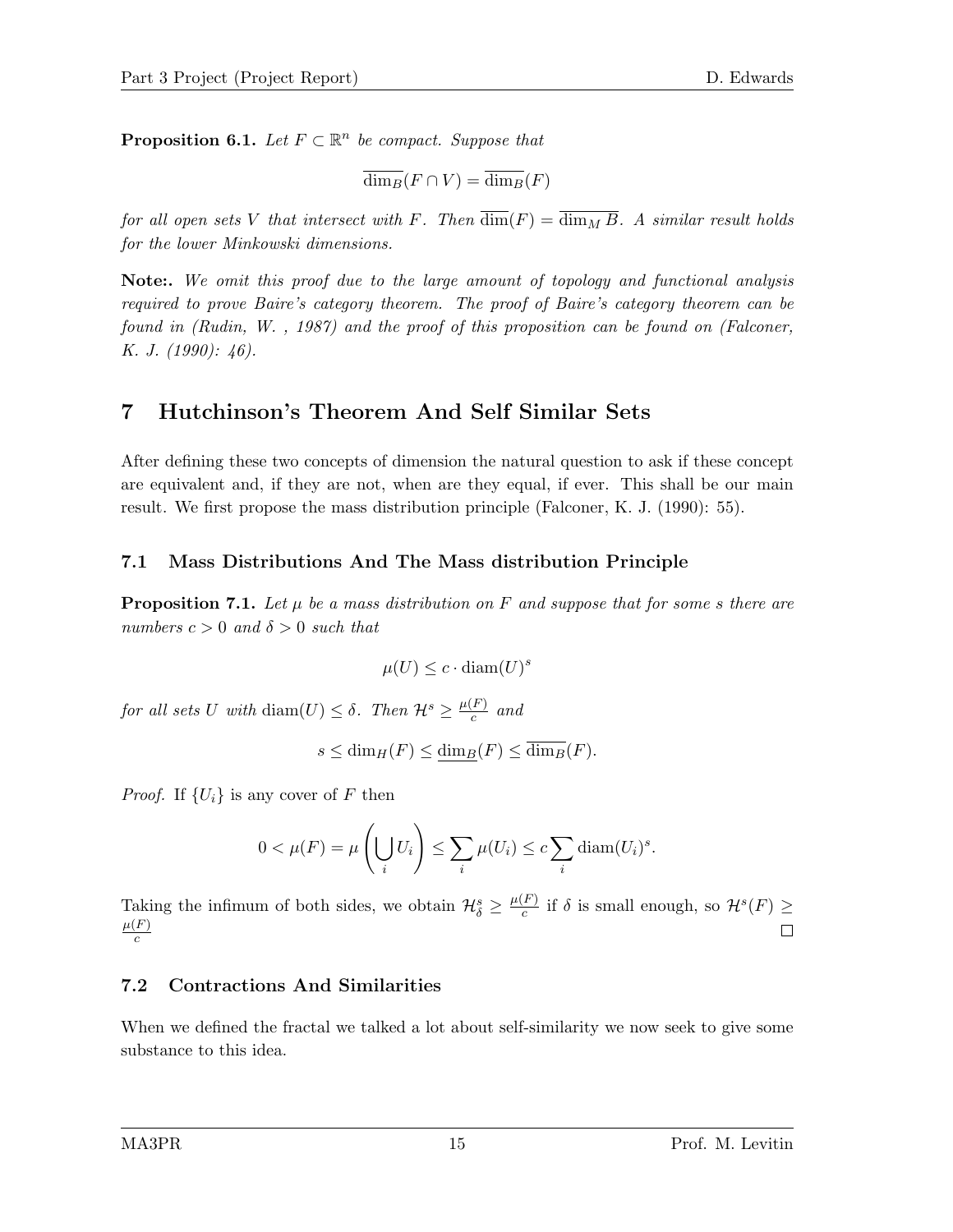**Proposition 6.1.** *Let $F \subset \mathbb{R}^n$ be compact. Suppose that*

$$\overline{\dim}_B(F \cap V) = \overline{\dim}_B(F)$$

*for all open sets $V$ that intersect with $F$. Then $\overline{\dim}(F) = \overline{\dim_M B}$. A similar result holds for the lower Minkowski dimensions.*

**Note:.** *We omit this proof due to the large amount of topology and functional analysis required to prove Baire's category theorem. The proof of Baire's category theorem can be found in (Rudin, W. , 1987) and the proof of this proposition can be found on (Falconer, K. J. (1990): 46).*

## 7 Hutchinson's Theorem And Self Similar Sets

After defining these two concepts of dimension the natural question to ask if these concept are equivalent and, if they are not, when are they equal, if ever. This shall be our main result. We first propose the mass distribution principle (Falconer, K. J. (1990): 55).

### 7.1 Mass Distributions And The Mass distribution Principle

**Proposition 7.1.** *Let $\mu$ be a mass distribution on $F$ and suppose that for some $s$ there are numbers $c > 0$ and $\delta > 0$ such that*

$$\mu(U) \leq c \cdot \operatorname{diam}(U)^s$$

*for all sets $U$ with $\operatorname{diam}(U) \leq \delta$. Then $\mathcal{H}^s \geq \frac{\mu(F)}{c}$ and*

$$s \leq \dim_H(F) \leq \underline{\dim_B}(F) \leq \overline{\dim_B}(F).$$

*Proof.* If $\{U_i\}$ is any cover of $F$ then

$$0 < \mu(F) = \mu\left(\bigcup_i U_i\right) \leq \sum_i \mu(U_i) \leq c \sum_i \operatorname{diam}(U_i)^s.$$

Taking the infimum of both sides, we obtain $\mathcal{H}^s_\delta \geq \frac{\mu(F)}{c}$ if $\delta$ is small enough, so $\mathcal{H}^s(F) \geq \frac{\mu(F)}{c}$ $\square$

### 7.2 Contractions And Similarities

When we defined the fractal we talked a lot about self-similarity we now seek to give some substance to this idea.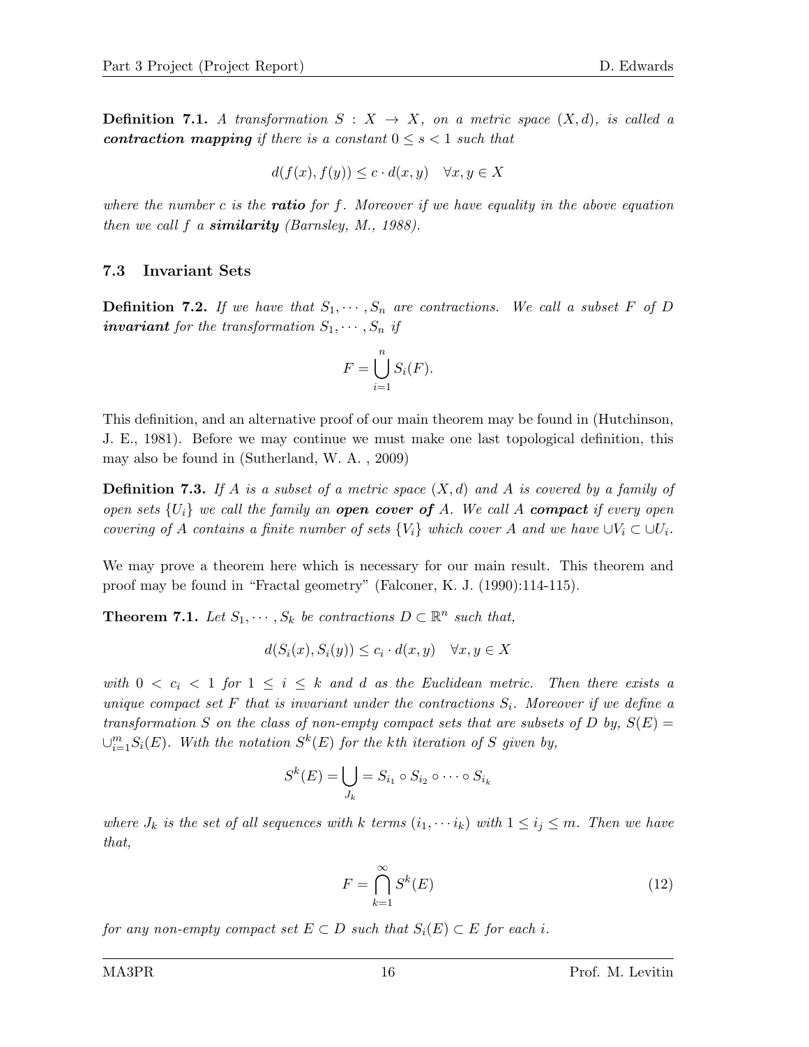**Definition 7.1.** *A transformation $S : X \to X$, on a metric space $(X, d)$, is called a* ***contraction mapping*** *if there is a constant $0 \leq s < 1$ such that*

$$d(f(x), f(y)) \leq c \cdot d(x, y) \quad \forall x, y \in X$$

*where the number $c$ is the* ***ratio*** *for $f$. Moreover if we have equality in the above equation then we call $f$ a* ***similarity*** *(Barnsley, M., 1988).*

### 7.3 Invariant Sets

**Definition 7.2.** *If we have that $S_1, \cdots, S_n$ are contractions. We call a subset $F$ of $D$* ***invariant*** *for the transformation $S_1, \cdots, S_n$ if*

$$F = \bigcup_{i=1}^{n} S_i(F).$$

This definition, and an alternative proof of our main theorem may be found in (Hutchinson, J. E., 1981). Before we may continue we must make one last topological definition, this may also be found in (Sutherland, W. A. , 2009)

**Definition 7.3.** *If $A$ is a subset of a metric space $(X, d)$ and $A$ is covered by a family of open sets $\{U_i\}$ we call the family an* ***open cover of*** *$A$. We call $A$* ***compact*** *if every open covering of $A$ contains a finite number of sets $\{V_i\}$ which cover $A$ and we have $\cup V_i \subset \cup U_i$.*

We may prove a theorem here which is necessary for our main result. This theorem and proof may be found in "Fractal geometry" (Falconer, K. J. (1990):114-115).

**Theorem 7.1.** *Let $S_1, \cdots, S_k$ be contractions $D \subset \mathbb{R}^n$ such that,*

$$d(S_i(x), S_i(y)) \leq c_i \cdot d(x, y) \quad \forall x, y \in X$$

*with $0 < c_i < 1$ for $1 \leq i \leq k$ and $d$ as the Euclidean metric. Then there exists a unique compact set $F$ that is invariant under the contractions $S_i$. Moreover if we define a transformation $S$ on the class of non-empty compact sets that are subsets of $D$ by, $S(E) = \cup_{i=1}^{m} S_i(E)$. With the notation $S^k(E)$ for the $k$th iteration of $S$ given by,*

$$S^k(E) = \bigcup_{J_k} = S_{i_1} \circ S_{i_2} \circ \cdots \circ S_{i_k}$$

*where $J_k$ is the set of all sequences with $k$ terms $(i_1, \cdots i_k)$ with $1 \leq i_j \leq m$. Then we have that,*

$$F = \bigcap_{k=1}^{\infty} S^k(E) \tag{12}$$

*for any non-empty compact set $E \subset D$ such that $S_i(E) \subset E$ for each $i$.*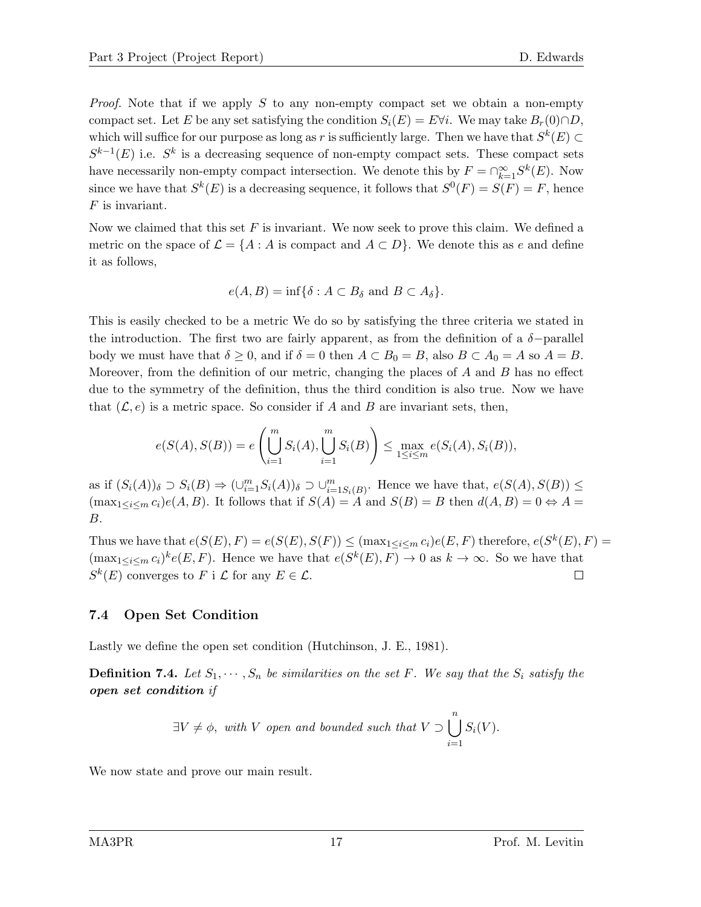*Proof.* Note that if we apply $S$ to any non-empty compact set we obtain a non-empty compact set. Let $E$ be any set satisfying the condition $S_i(E) = E \forall i$. We may take $B_r(0) \cap D$, which will suffice for our purpose as long as $r$ is sufficiently large. Then we have that $S^k(E) \subset S^{k-1}(E)$ i.e. $S^k$ is a decreasing sequence of non-empty compact sets. These compact sets have necessarily non-empty compact intersection. We denote this by $F = \cap_{k=1}^{\infty} S^k(E)$. Now since we have that $S^k(E)$ is a decreasing sequence, it follows that $S^0(F) = S(F) = F$, hence $F$ is invariant.

Now we claimed that this set $F$ is invariant. We now seek to prove this claim. We defined a metric on the space of $\mathcal{L} = \{A : A \text{ is compact and } A \subset D\}$. We denote this as $e$ and define it as follows,

$$e(A, B) = \inf\{\delta : A \subset B_\delta \text{ and } B \subset A_\delta\}.$$

This is easily checked to be a metric We do so by satisfying the three criteria we stated in the introduction. The first two are fairly apparent, as from the definition of a $\delta-$parallel body we must have that $\delta \geq 0$, and if $\delta = 0$ then $A \subset B_0 = B$, also $B \subset A_0 = A$ so $A = B$. Moreover, from the definition of our metric, changing the places of $A$ and $B$ has no effect due to the symmetry of the definition, thus the third condition is also true. Now we have that $(\mathcal{L}, e)$ is a metric space. So consider if $A$ and $B$ are invariant sets, then,

$$e(S(A), S(B)) = e\left(\bigcup_{i=1}^{m} S_i(A), \bigcup_{i=1}^{m} S_i(B)\right) \leq \max_{1 \leq i \leq m} e(S_i(A), S_i(B)),$$

as if $(S_i(A))_\delta \supset S_i(B) \Rightarrow (\cup_{i=1}^{m} S_i(A))_\delta \supset \cup_{i=1 S_i(B)}^{m}$. Hence we have that, $e(S(A), S(B)) \leq (\max_{1 \leq i \leq m} c_i) e(A, B)$. It follows that if $S(A) = A$ and $S(B) = B$ then $d(A, B) = 0 \Leftrightarrow A = B$.

Thus we have that $e(S(E), F) = e(S(E), S(F)) \leq (\max_{1 \leq i \leq m} c_i) e(E, F)$ therefore, $e(S^k(E), F) = (\max_{1 \leq i \leq m} c_i)^k e(E, F)$. Hence we have that $e(S^k(E), F) \to 0$ as $k \to \infty$. So we have that $S^k(E)$ converges to $F$ i $\mathcal{L}$ for any $E \in \mathcal{L}$. $\square$

### 7.4 Open Set Condition

Lastly we define the open set condition (Hutchinson, J. E., 1981).

**Definition 7.4.** *Let $S_1, \cdots, S_n$ be similarities on the set $F$. We say that the $S_i$ satisfy the **open set condition** if*

$$\exists V \neq \phi, \text{ with } V \text{ open and bounded such that } V \supset \bigcup_{i=1}^{n} S_i(V).$$

We now state and prove our main result.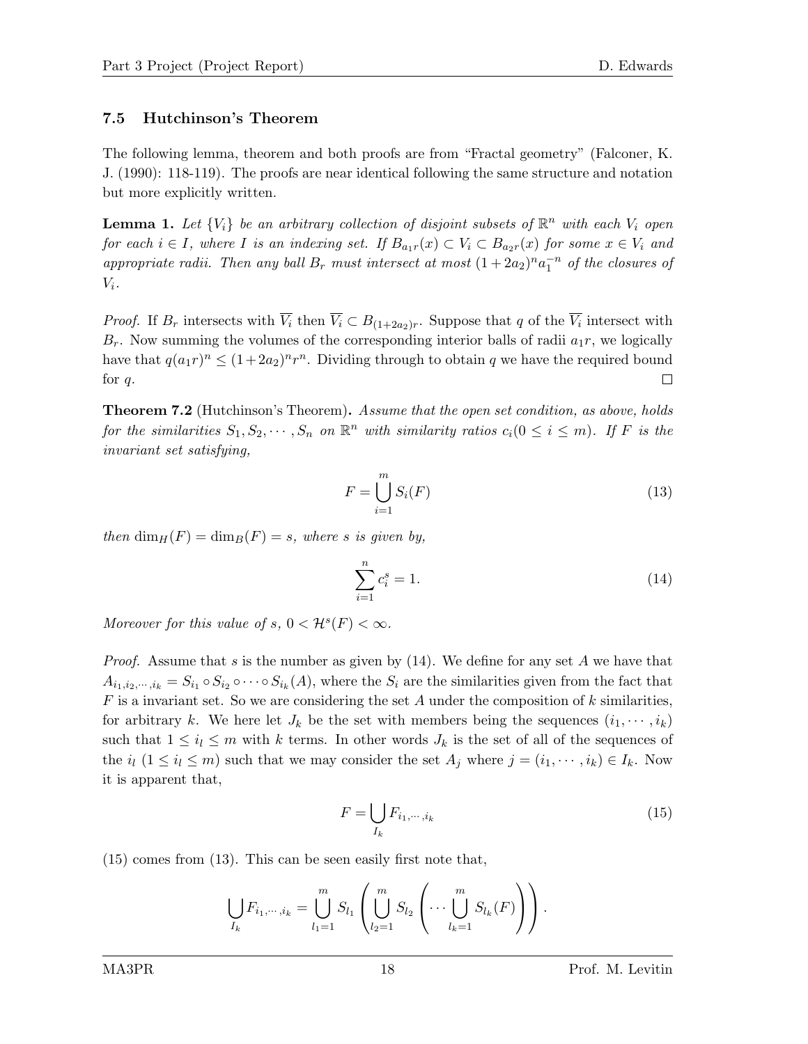### 7.5 Hutchinson's Theorem

The following lemma, theorem and both proofs are from "Fractal geometry" (Falconer, K. J. (1990): 118-119). The proofs are near identical following the same structure and notation but more explicitly written.

**Lemma 1.** *Let $\{V_i\}$ be an arbitrary collection of disjoint subsets of $\mathbb{R}^n$ with each $V_i$ open for each $i \in I$, where $I$ is an indexing set. If $B_{a_1 r}(x) \subset V_i \subset B_{a_2 r}(x)$ for some $x \in V_i$ and appropriate radii. Then any ball $B_r$ must intersect at most $(1+2a_2)^n a_1^{-n}$ of the closures of $V_i$.*

*Proof.* If $B_r$ intersects with $\overline{V_i}$ then $\overline{V_i} \subset B_{(1+2a_2)r}$. Suppose that $q$ of the $\overline{V_i}$ intersect with $B_r$. Now summing the volumes of the corresponding interior balls of radii $a_1 r$, we logically have that $q(a_1 r)^n \leq (1+2a_2)^n r^n$. Dividing through to obtain $q$ we have the required bound for $q$. □

**Theorem 7.2** (Hutchinson's Theorem)**.** *Assume that the open set condition, as above, holds for the similarities $S_1, S_2, \cdots, S_n$ on $\mathbb{R}^n$ with similarity ratios $c_i (0 \leq i \leq m)$. If $F$ is the invariant set satisfying,*

$$F = \bigcup_{i=1}^{m} S_i(F) \tag{13}$$

*then $\dim_H(F) = \dim_B(F) = s$, where $s$ is given by,*

$$\sum_{i=1}^{n} c_i^s = 1. \tag{14}$$

*Moreover for this value of $s$, $0 < \mathcal{H}^s(F) < \infty$.*

*Proof.* Assume that $s$ is the number as given by (14). We define for any set $A$ we have that $A_{i_1, i_2, \cdots, i_k} = S_{i_1} \circ S_{i_2} \circ \cdots \circ S_{i_k}(A)$, where the $S_i$ are the similarities given from the fact that $F$ is a invariant set. So we are considering the set $A$ under the composition of $k$ similarities, for arbitrary $k$. We here let $J_k$ be the set with members being the sequences $(i_1, \cdots, i_k)$ such that $1 \leq i_l \leq m$ with $k$ terms. In other words $J_k$ is the set of all of the sequences of the $i_l$ $(1 \leq i_l \leq m)$ such that we may consider the set $A_j$ where $j = (i_1, \cdots, i_k) \in I_k$. Now it is apparent that,

$$F = \bigcup_{I_k} F_{i_1, \cdots, i_k} \tag{15}$$

(15) comes from (13). This can be seen easily first note that,

$$\bigcup_{I_k} F_{i_1, \cdots, i_k} = \bigcup_{l_1=1}^{m} S_{l_1} \left( \bigcup_{l_2=1}^{m} S_{l_2} \left( \cdots \bigcup_{l_k=1}^{m} S_{l_k}(F) \right) \right).$$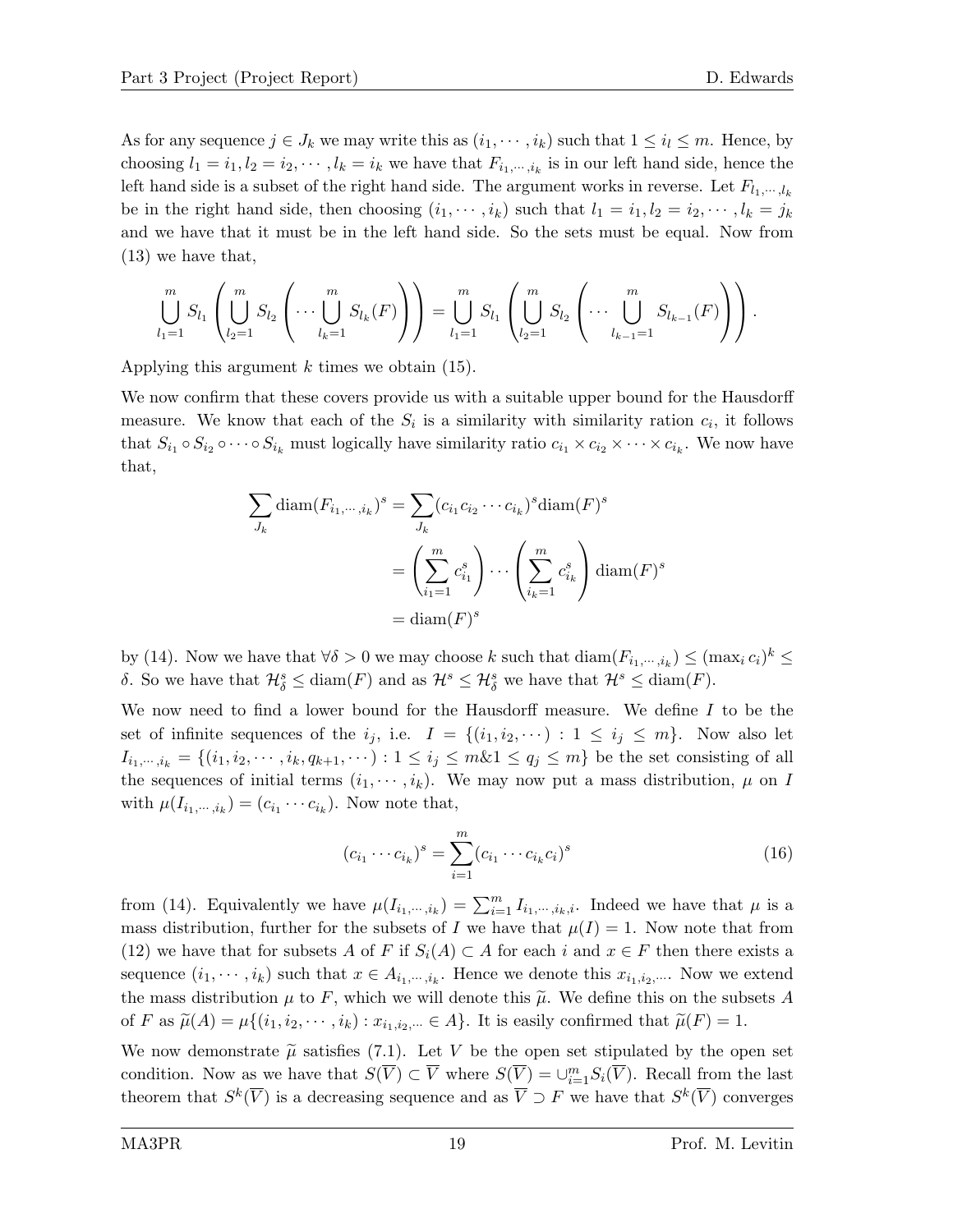As for any sequence $j \in J_k$ we may write this as $(i_1, \cdots, i_k)$ such that $1 \leq i_l \leq m$. Hence, by choosing $l_1 = i_1, l_2 = i_2, \cdots, l_k = i_k$ we have that $F_{i_1,\cdots,i_k}$ is in our left hand side, hence the left hand side is a subset of the right hand side. The argument works in reverse. Let $F_{l_1,\cdots,l_k}$ be in the right hand side, then choosing $(i_1, \cdots, i_k)$ such that $l_1 = i_1, l_2 = i_2, \cdots, l_k = j_k$ and we have that it must be in the left hand side. So the sets must be equal. Now from (13) we have that,

$$\bigcup_{l_1=1}^{m} S_{l_1}\left(\bigcup_{l_2=1}^{m} S_{l_2}\left(\cdots \bigcup_{l_k=1}^{m} S_{l_k}(F)\right)\right) = \bigcup_{l_1=1}^{m} S_{l_1}\left(\bigcup_{l_2=1}^{m} S_{l_2}\left(\cdots \bigcup_{l_{k-1}=1}^{m} S_{l_{k-1}}(F)\right)\right).$$

Applying this argument $k$ times we obtain (15).

We now confirm that these covers provide us with a suitable upper bound for the Hausdorff measure. We know that each of the $S_i$ is a similarity with similarity ration $c_i$, it follows that $S_{i_1} \circ S_{i_2} \circ \cdots \circ S_{i_k}$ must logically have similarity ratio $c_{i_1} \times c_{i_2} \times \cdots \times c_{i_k}$. We now have that,

$$\begin{aligned}
\sum_{J_k} \text{diam}(F_{i_1,\cdots,i_k})^s &= \sum_{J_k} (c_{i_1} c_{i_2} \cdots c_{i_k})^s \text{diam}(F)^s \\
&= \left(\sum_{i_1=1}^{m} c_{i_1}^s\right) \cdots \left(\sum_{i_k=1}^{m} c_{i_k}^s\right) \text{diam}(F)^s \\
&= \text{diam}(F)^s
\end{aligned}$$

by (14). Now we have that $\forall \delta > 0$ we may choose $k$ such that $\text{diam}(F_{i_1,\cdots,i_k}) \leq (\max_i c_i)^k \leq \delta$. So we have that $\mathcal{H}^s_\delta \leq \text{diam}(F)$ and as $\mathcal{H}^s \leq \mathcal{H}^s_\delta$ we have that $\mathcal{H}^s \leq \text{diam}(F)$.

We now need to find a lower bound for the Hausdorff measure. We define $I$ to be the set of infinite sequences of the $i_j$, i.e. $I = \{(i_1, i_2, \cdots) : 1 \leq i_j \leq m\}$. Now also let $I_{i_1,\cdots,i_k} = \{(i_1, i_2, \cdots, i_k, q_{k+1}, \cdots) : 1 \leq i_j \leq m \& 1 \leq q_j \leq m\}$ be the set consisting of all the sequences of initial terms $(i_1, \cdots, i_k)$. We may now put a mass distribution, $\mu$ on $I$ with $\mu(I_{i_1,\cdots,i_k}) = (c_{i_1} \cdots c_{i_k})$. Now note that,

$$(c_{i_1} \cdots c_{i_k})^s = \sum_{i=1}^{m} (c_{i_1} \cdots c_{i_k} c_i)^s \tag{16}$$

from (14). Equivalently we have $\mu(I_{i_1,\cdots,i_k}) = \sum_{i=1}^{m} I_{i_1,\cdots,i_k,i}$. Indeed we have that $\mu$ is a mass distribution, further for the subsets of $I$ we have that $\mu(I) = 1$. Now note that from (12) we have that for subsets $A$ of $F$ if $S_i(A) \subset A$ for each $i$ and $x \in F$ then there exists a sequence $(i_1, \cdots, i_k)$ such that $x \in A_{i_1,\cdots,i_k}$. Hence we denote this $x_{i_1,i_2,\cdots}$. Now we extend the mass distribution $\mu$ to $F$, which we will denote this $\widetilde{\mu}$. We define this on the subsets $A$ of $F$ as $\widetilde{\mu}(A) = \mu\{(i_1, i_2, \cdots, i_k) : x_{i_1,i_2,\cdots} \in A\}$. It is easily confirmed that $\widetilde{\mu}(F) = 1$.

We now demonstrate $\widetilde{\mu}$ satisfies (7.1). Let $V$ be the open set stipulated by the open set condition. Now as we have that $S(\overline{V}) \subset \overline{V}$ where $S(\overline{V}) = \cup_{i=1}^{m} S_i(\overline{V})$. Recall from the last theorem that $S^k(\overline{V})$ is a decreasing sequence and as $\overline{V} \supset F$ we have that $S^k(\overline{V})$ converges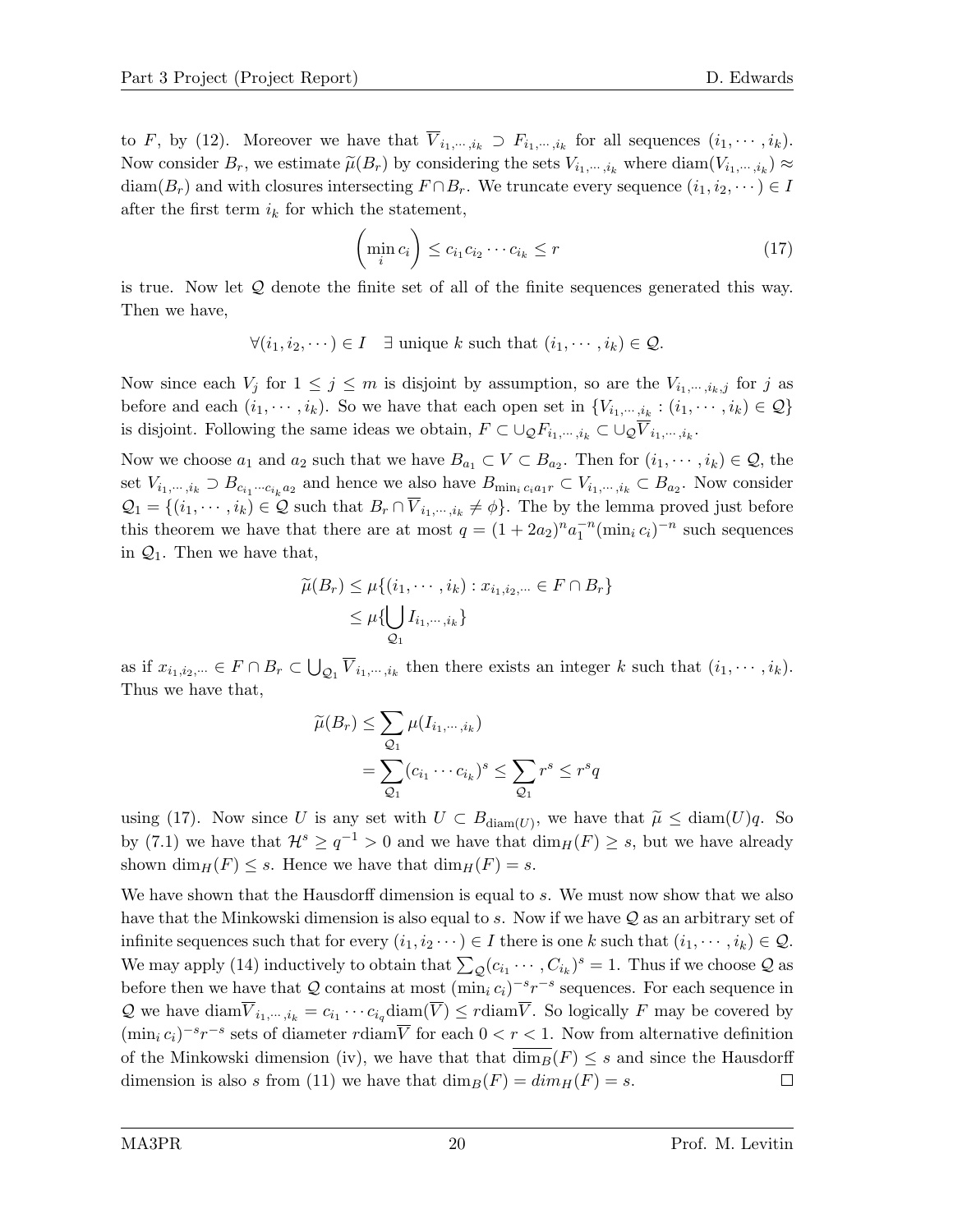to $F$, by (12). Moreover we have that $\overline{V}_{i_1,\cdots,i_k} \supset F_{i_1,\cdots,i_k}$ for all sequences $(i_1,\cdots,i_k)$. Now consider $B_r$, we estimate $\widetilde{\mu}(B_r)$ by considering the sets $V_{i_1,\cdots,i_k}$ where $\text{diam}(V_{i_1,\cdots,i_k}) \approx \text{diam}(B_r)$ and with closures intersecting $F \cap B_r$. We truncate every sequence $(i_1, i_2, \cdots) \in I$ after the first term $i_k$ for which the statement,

$$\left(\min_i c_i\right) \le c_{i_1}c_{i_2}\cdots c_{i_k} \le r \tag{17}$$

is true. Now let $\mathcal{Q}$ denote the finite set of all of the finite sequences generated this way. Then we have,

$$\forall (i_1, i_2, \cdots) \in I \quad \exists \text{ unique } k \text{ such that } (i_1, \cdots, i_k) \in \mathcal{Q}.$$

Now since each $V_j$ for $1 \le j \le m$ is disjoint by assumption, so are the $V_{i_1,\cdots,i_k,j}$ for $j$ as before and each $(i_1,\cdots,i_k)$. So we have that each open set in $\{V_{i_1,\cdots,i_k} : (i_1,\cdots,i_k) \in \mathcal{Q}\}$ is disjoint. Following the same ideas we obtain, $F \subset \cup_{\mathcal{Q}} F_{i_1,\cdots,i_k} \subset \cup_{\mathcal{Q}} \overline{V}_{i_1,\cdots,i_k}$.

Now we choose $a_1$ and $a_2$ such that we have $B_{a_1} \subset V \subset B_{a_2}$. Then for $(i_1,\cdots,i_k) \in \mathcal{Q}$, the set $V_{i_1,\cdots,i_k} \supset B_{c_{i_1}\cdots c_{i_k} a_2}$ and hence we also have $B_{\min_i c_i a_1 r} \subset V_{i_1,\cdots,i_k} \subset B_{a_2}$. Now consider $\mathcal{Q}_1 = \{(i_1,\cdots,i_k) \in \mathcal{Q} \text{ such that } B_r \cap \overline{V}_{i_1,\cdots,i_k} \ne \phi\}$. The by the lemma proved just before this theorem we have that there are at most $q = (1+2a_2)^n a_1^{-n} (\min_i c_i)^{-n}$ such sequences in $\mathcal{Q}_1$. Then we have that,

$$\begin{aligned}
\widetilde{\mu}(B_r) &\le \mu\{(i_1,\cdots,i_k) : x_{i_1,i_2,\cdots} \in F \cap B_r\} \\
&\le \mu\{\bigcup_{\mathcal{Q}_1} I_{i_1,\cdots,i_k}\}
\end{aligned}$$

as if $x_{i_1,i_2,\cdots} \in F \cap B_r \subset \bigcup_{\mathcal{Q}_1} \overline{V}_{i_1,\cdots,i_k}$ then there exists an integer $k$ such that $(i_1,\cdots,i_k)$. Thus we have that,

$$\begin{aligned}
\widetilde{\mu}(B_r) &\le \sum_{\mathcal{Q}_1} \mu(I_{i_1,\cdots,i_k}) \\
&= \sum_{\mathcal{Q}_1} (c_{i_1}\cdots c_{i_k})^s \le \sum_{\mathcal{Q}_1} r^s \le r^s q
\end{aligned}$$

using (17). Now since $U$ is any set with $U \subset B_{\text{diam}(U)}$, we have that $\widetilde{\mu} \le \text{diam}(U) q$. So by (7.1) we have that $\mathcal{H}^s \ge q^{-1} > 0$ and we have that $\dim_H(F) \ge s$, but we have already shown $\dim_H(F) \le s$. Hence we have that $\dim_H(F) = s$.

We have shown that the Hausdorff dimension is equal to $s$. We must now show that we also have that the Minkowski dimension is also equal to $s$. Now if we have $\mathcal{Q}$ as an arbitrary set of infinite sequences such that for every $(i_1, i_2\cdots) \in I$ there is one $k$ such that $(i_1,\cdots,i_k) \in \mathcal{Q}$. We may apply (14) inductively to obtain that $\sum_{\mathcal{Q}} (c_{i_1}\cdots, C_{i_k})^s = 1$. Thus if we choose $\mathcal{Q}$ as before then we have that $\mathcal{Q}$ contains at most $(\min_i c_i)^{-s} r^{-s}$ sequences. For each sequence in $\mathcal{Q}$ we have $\text{diam}\overline{V}_{i_1,\cdots,i_k} = c_{i_1}\cdots c_{i_q}\text{diam}(\overline{V}) \le r\text{diam}\overline{V}$. So logically $F$ may be covered by $(\min_i c_i)^{-s} r^{-s}$ sets of diameter $r\text{diam}\overline{V}$ for each $0 < r < 1$. Now from alternative definition of the Minkowski dimension (iv), we have that that $\overline{\dim_B}(F) \le s$ and since the Hausdorff dimension is also $s$ from (11) we have that $\dim_B(F) = dim_H(F) = s$. $\square$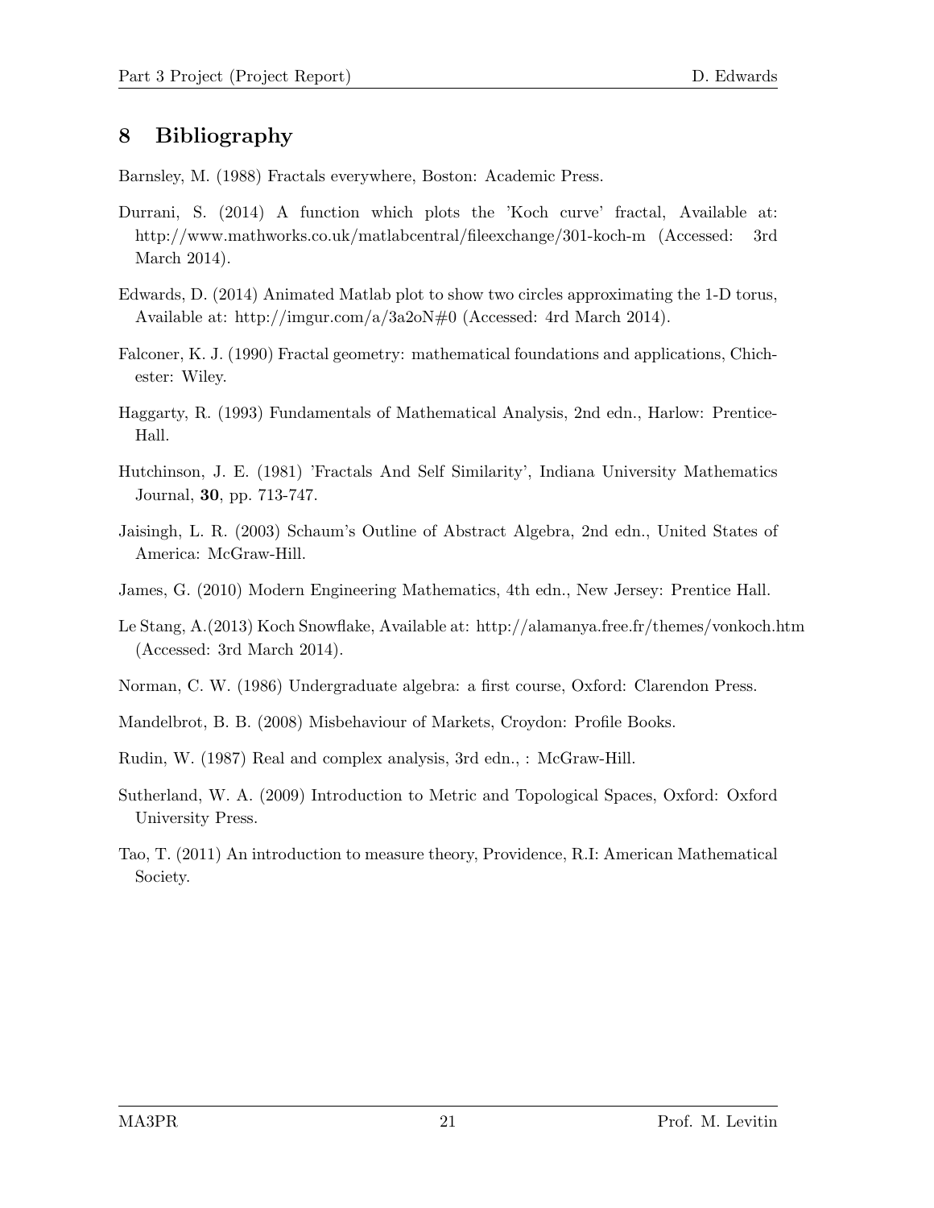## 8 Bibliography

Barnsley, M. (1988) Fractals everywhere, Boston: Academic Press.

Durrani, S. (2014) A function which plots the 'Koch curve' fractal, Available at: http://www.mathworks.co.uk/matlabcentral/fileexchange/301-koch-m (Accessed: 3rd March 2014).

Edwards, D. (2014) Animated Matlab plot to show two circles approximating the 1-D torus, Available at: http://imgur.com/a/3a2oN#0 (Accessed: 4rd March 2014).

Falconer, K. J. (1990) Fractal geometry: mathematical foundations and applications, Chichester: Wiley.

Haggarty, R. (1993) Fundamentals of Mathematical Analysis, 2nd edn., Harlow: Prentice-Hall.

Hutchinson, J. E. (1981) 'Fractals And Self Similarity', Indiana University Mathematics Journal, **30**, pp. 713-747.

Jaisingh, L. R. (2003) Schaum's Outline of Abstract Algebra, 2nd edn., United States of America: McGraw-Hill.

James, G. (2010) Modern Engineering Mathematics, 4th edn., New Jersey: Prentice Hall.

Le Stang, A.(2013) Koch Snowflake, Available at: http://alamanya.free.fr/themes/vonkoch.htm (Accessed: 3rd March 2014).

Norman, C. W. (1986) Undergraduate algebra: a first course, Oxford: Clarendon Press.

Mandelbrot, B. B. (2008) Misbehaviour of Markets, Croydon: Profile Books.

Rudin, W. (1987) Real and complex analysis, 3rd edn., : McGraw-Hill.

Sutherland, W. A. (2009) Introduction to Metric and Topological Spaces, Oxford: Oxford University Press.

Tao, T. (2011) An introduction to measure theory, Providence, R.I: American Mathematical Society.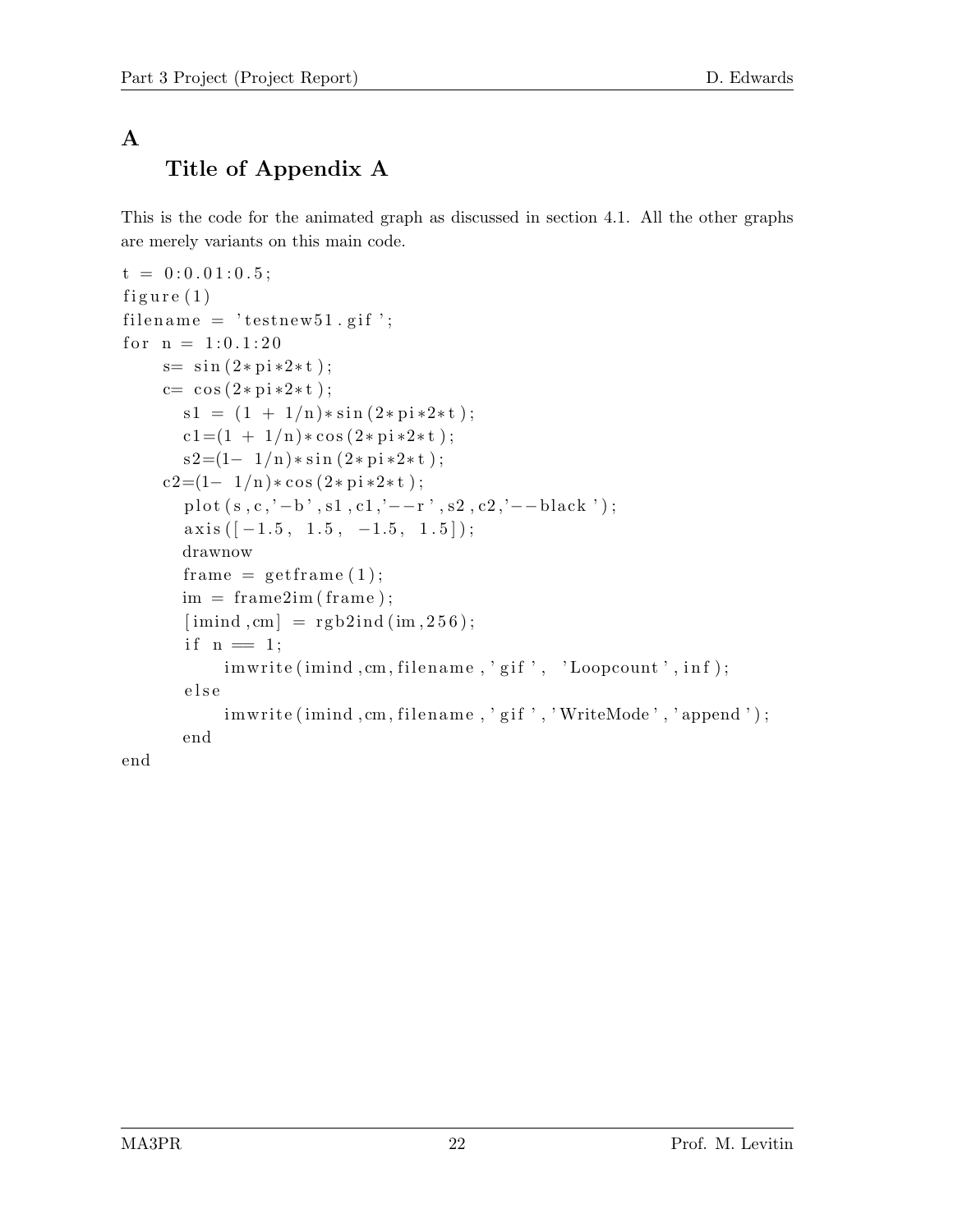# A
## Title of Appendix A

This is the code for the animated graph as discussed in section 4.1. All the other graphs are merely variants on this main code.

```
t = 0:0.01:0.5;
figure(1)
filename = 'testnew51.gif';
for n = 1:0.1:20
    s= sin(2*pi*2*t);
    c= cos(2*pi*2*t);
      s1 = (1 + 1/n)*sin(2*pi*2*t);
      c1=(1 + 1/n)*cos(2*pi*2*t);
      s2=(1- 1/n)*sin(2*pi*2*t);
    c2=(1- 1/n)*cos(2*pi*2*t);
      plot(s,c,'-b',s1,c1,'--r',s2,c2,'--black');
      axis([-1.5, 1.5, -1.5, 1.5]);
      drawnow
      frame = getframe(1);
      im = frame2im(frame);
      [imind,cm] = rgb2ind(im,256);
      if n == 1;
          imwrite(imind,cm,filename,'gif', 'Loopcount',inf);
      else
          imwrite(imind,cm,filename,'gif','WriteMode','append');
      end
end
```